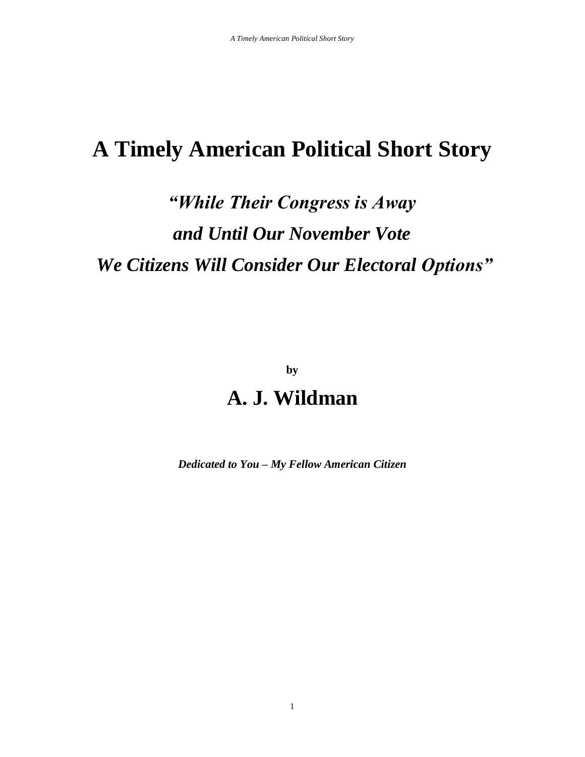# A Timely American Political Short Story

## *“While Their Congress is Away and Until Our November Vote We Citizens Will Consider Our Electoral Options”*

**by**

## A. J. Wildman

***Dedicated to You – My Fellow American Citizen***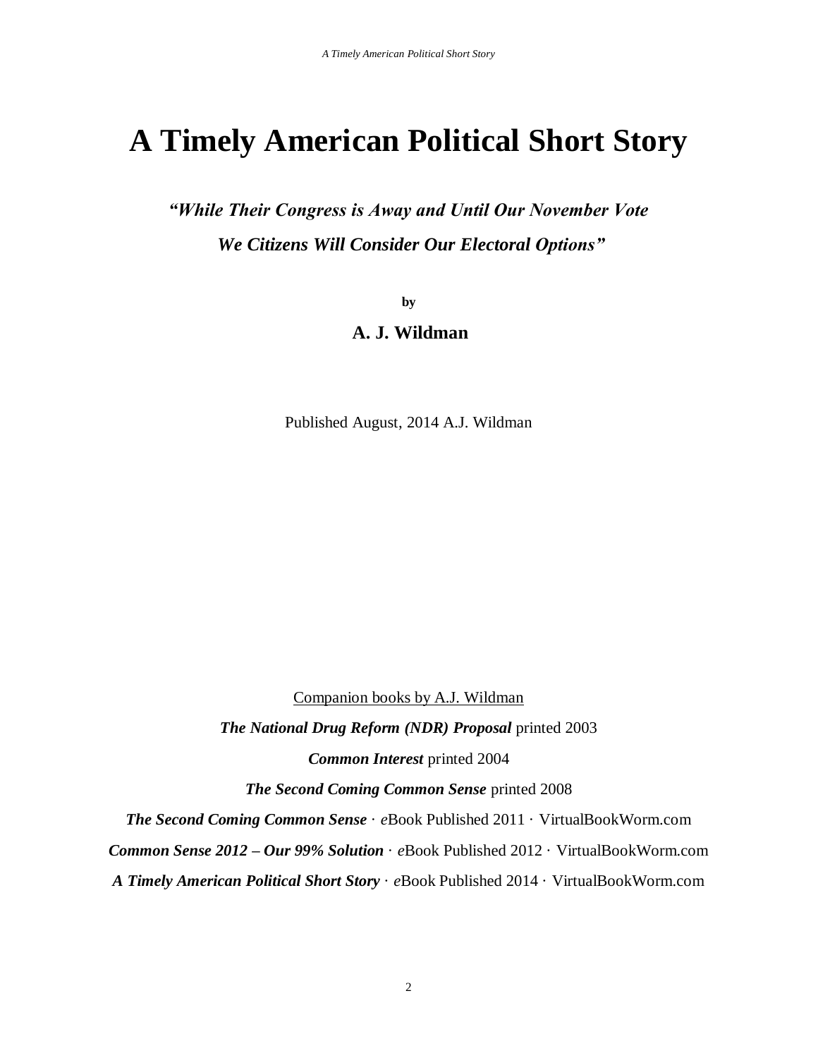# A Timely American Political Short Story

***"While Their Congress is Away and Until Our November Vote***
***We Citizens Will Consider Our Electoral Options"***

**by**

**A. J. Wildman**

Published August, 2014 A.J. Wildman

Companion books by A.J. Wildman

***The National Drug Reform (NDR) Proposal*** printed 2003

***Common Interest*** printed 2004

***The Second Coming Common Sense*** printed 2008

***The Second Coming Common Sense*** · *e*Book Published 2011 · VirtualBookWorm.com

***Common Sense 2012 – Our 99% Solution*** · *e*Book Published 2012 · VirtualBookWorm.com

***A Timely American Political Short Story*** · *e*Book Published 2014 · VirtualBookWorm.com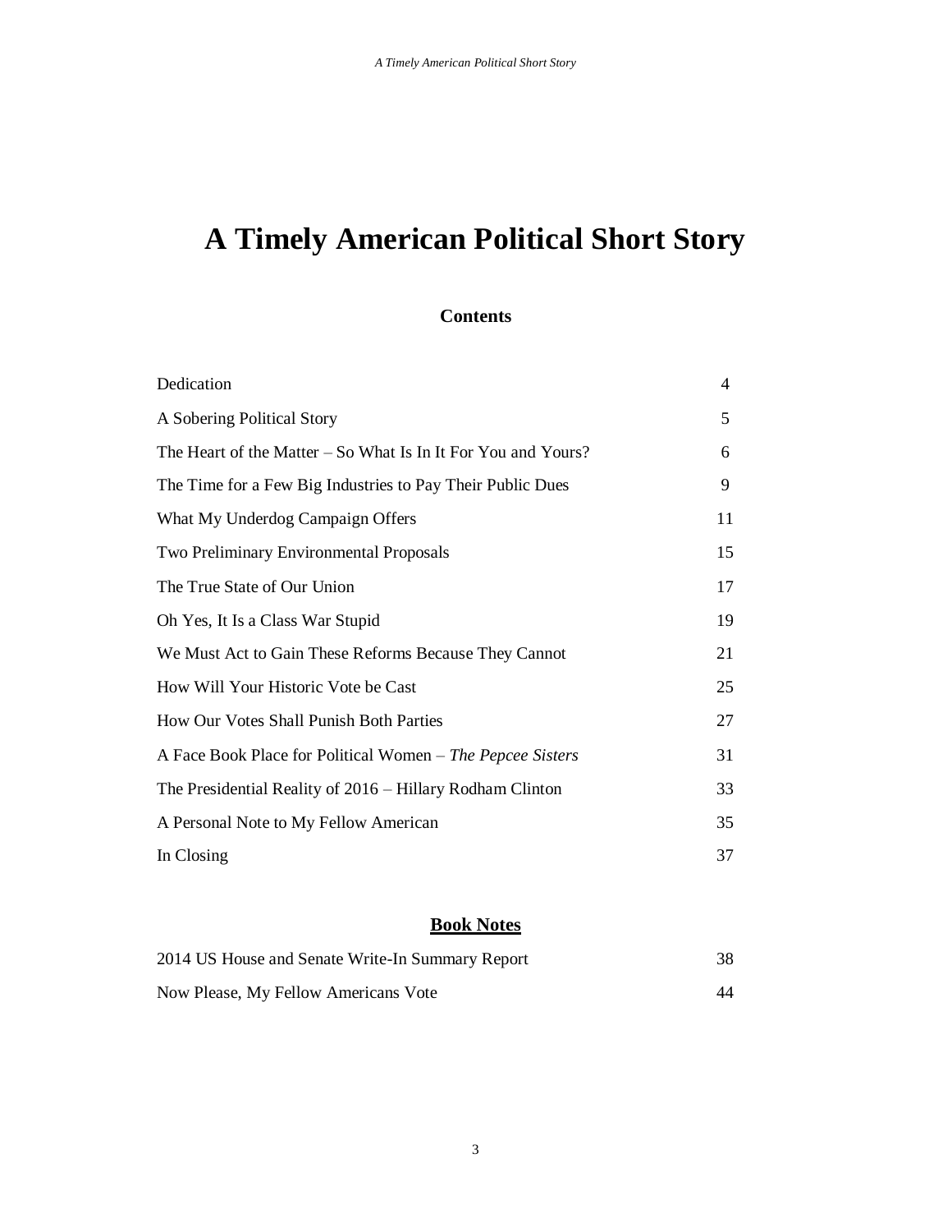# A Timely American Political Short Story

## Contents

| | |
|---|---|
| Dedication | 4 |
| A Sobering Political Story | 5 |
| The Heart of the Matter – So What Is In It For You and Yours? | 6 |
| The Time for a Few Big Industries to Pay Their Public Dues | 9 |
| What My Underdog Campaign Offers | 11 |
| Two Preliminary Environmental Proposals | 15 |
| The True State of Our Union | 17 |
| Oh Yes, It Is a Class War Stupid | 19 |
| We Must Act to Gain These Reforms Because They Cannot | 21 |
| How Will Your Historic Vote be Cast | 25 |
| How Our Votes Shall Punish Both Parties | 27 |
| A Face Book Place for Political Women – *The Pepcee Sisters* | 31 |
| The Presidential Reality of 2016 – Hillary Rodham Clinton | 33 |
| A Personal Note to My Fellow American | 35 |
| In Closing | 37 |

## **Book Notes**

| | |
|---|---|
| 2014 US House and Senate Write-In Summary Report | 38 |
| Now Please, My Fellow Americans Vote | 44 |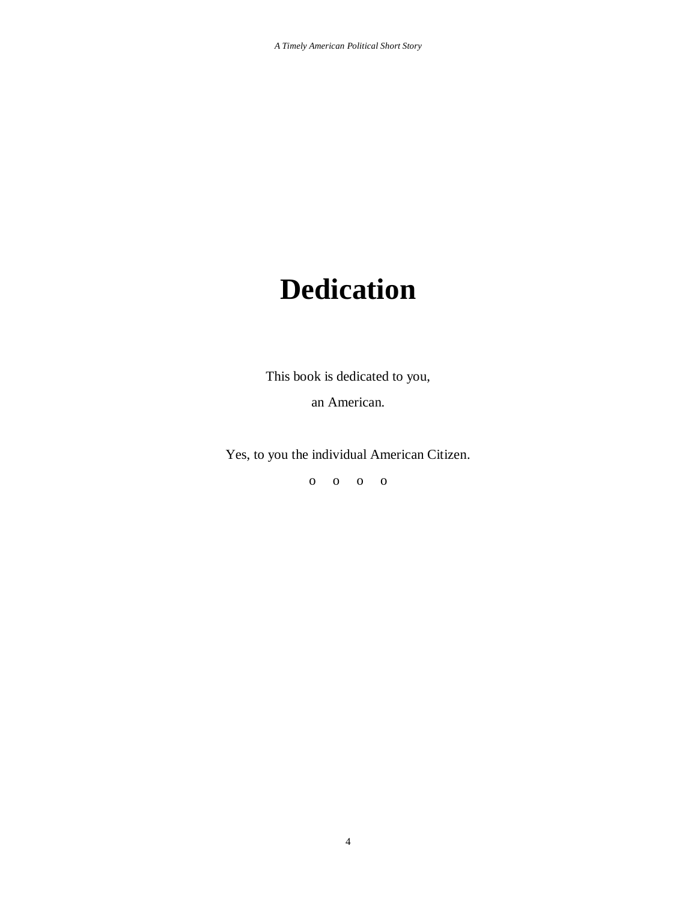# Dedication

This book is dedicated to you,

an American.

Yes, to you the individual American Citizen.

o o o o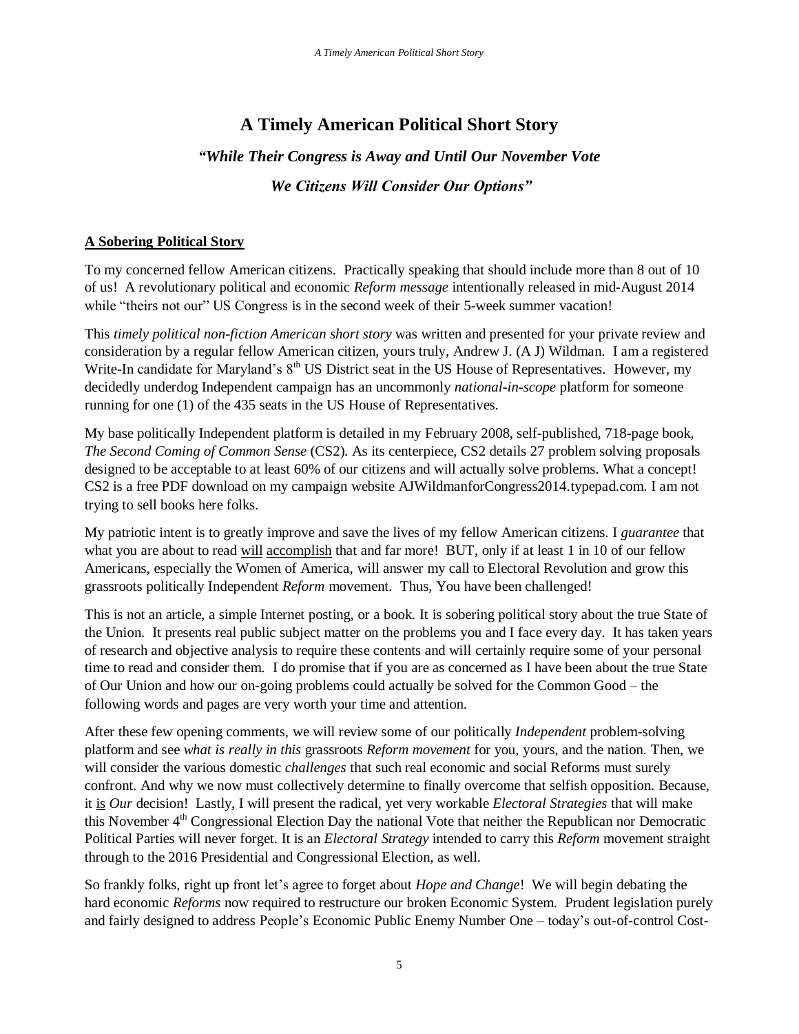# A Timely American Political Short Story

### *"While Their Congress is Away and Until Our November Vote*

### *We Citizens Will Consider Our Options"*

**A Sobering Political Story**

To my concerned fellow American citizens. Practically speaking that should include more than 8 out of 10 of us! A revolutionary political and economic *Reform message* intentionally released in mid-August 2014 while "theirs not our" US Congress is in the second week of their 5-week summer vacation!

This *timely political non-fiction American short story* was written and presented for your private review and consideration by a regular fellow American citizen, yours truly, Andrew J. (A J) Wildman. I am a registered Write-In candidate for Maryland's 8th US District seat in the US House of Representatives. However, my decidedly underdog Independent campaign has an uncommonly *national-in-scope* platform for someone running for one (1) of the 435 seats in the US House of Representatives.

My base politically Independent platform is detailed in my February 2008, self-published, 718-page book, *The Second Coming of Common Sense* (CS2). As its centerpiece, CS2 details 27 problem solving proposals designed to be acceptable to at least 60% of our citizens and will actually solve problems. What a concept! CS2 is a free PDF download on my campaign website AJWildmanforCongress2014.typepad.com. I am not trying to sell books here folks.

My patriotic intent is to greatly improve and save the lives of my fellow American citizens. I *guarantee* that what you are about to read will accomplish that and far more! BUT, only if at least 1 in 10 of our fellow Americans, especially the Women of America, will answer my call to Electoral Revolution and grow this grassroots politically Independent *Reform* movement. Thus, You have been challenged!

This is not an article, a simple Internet posting, or a book. It is sobering political story about the true State of the Union. It presents real public subject matter on the problems you and I face every day. It has taken years of research and objective analysis to require these contents and will certainly require some of your personal time to read and consider them. I do promise that if you are as concerned as I have been about the true State of Our Union and how our on-going problems could actually be solved for the Common Good – the following words and pages are very worth your time and attention.

After these few opening comments, we will review some of our politically *Independent* problem-solving platform and see *what is really in this* grassroots *Reform movement* for you, yours, and the nation. Then, we will consider the various domestic *challenges* that such real economic and social Reforms must surely confront. And why we now must collectively determine to finally overcome that selfish opposition. Because, it is *Our* decision! Lastly, I will present the radical, yet very workable *Electoral Strategies* that will make this November 4th Congressional Election Day the national Vote that neither the Republican nor Democratic Political Parties will never forget. It is an *Electoral Strategy* intended to carry this *Reform* movement straight through to the 2016 Presidential and Congressional Election, as well.

So frankly folks, right up front let's agree to forget about *Hope and Change*! We will begin debating the hard economic *Reforms* now required to restructure our broken Economic System. Prudent legislation purely and fairly designed to address People's Economic Public Enemy Number One – today's out-of-control Cost-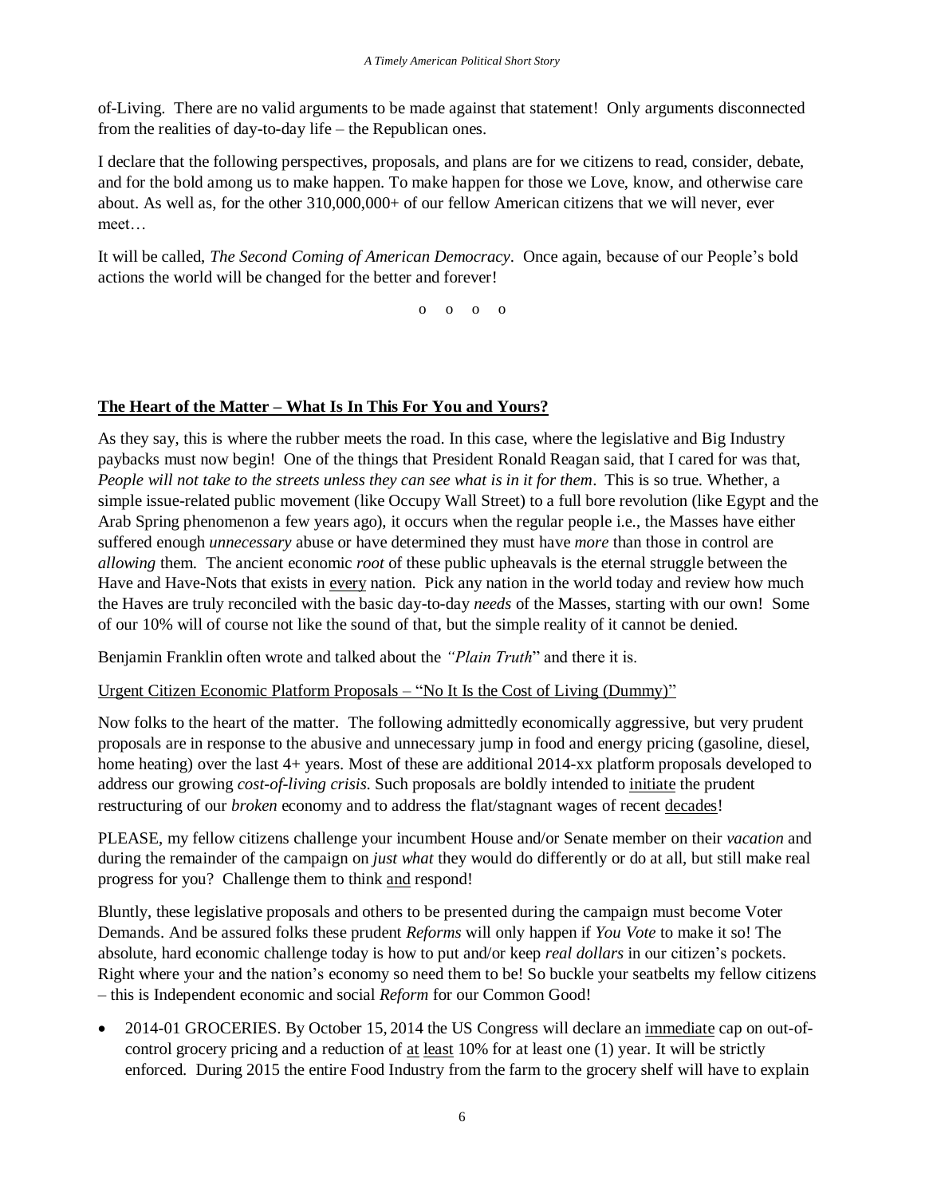of-Living. There are no valid arguments to be made against that statement! Only arguments disconnected from the realities of day-to-day life – the Republican ones.

I declare that the following perspectives, proposals, and plans are for we citizens to read, consider, debate, and for the bold among us to make happen. To make happen for those we Love, know, and otherwise care about. As well as, for the other 310,000,000+ of our fellow American citizens that we will never, ever meet…

It will be called, *The Second Coming of American Democracy*. Once again, because of our People's bold actions the world will be changed for the better and forever!

o o o o

## The Heart of the Matter – What Is In This For You and Yours?

As they say, this is where the rubber meets the road. In this case, where the legislative and Big Industry paybacks must now begin! One of the things that President Ronald Reagan said, that I cared for was that, *People will not take to the streets unless they can see what is in it for them*. This is so true. Whether, a simple issue-related public movement (like Occupy Wall Street) to a full bore revolution (like Egypt and the Arab Spring phenomenon a few years ago), it occurs when the regular people i.e., the Masses have either suffered enough *unnecessary* abuse or have determined they must have *more* than those in control are *allowing* them. The ancient economic *root* of these public upheavals is the eternal struggle between the Have and Have-Nots that exists in every nation. Pick any nation in the world today and review how much the Haves are truly reconciled with the basic day-to-day *needs* of the Masses, starting with our own! Some of our 10% will of course not like the sound of that, but the simple reality of it cannot be denied.

Benjamin Franklin often wrote and talked about the *"Plain Truth*" and there it is.

Urgent Citizen Economic Platform Proposals – "No It Is the Cost of Living (Dummy)"

Now folks to the heart of the matter. The following admittedly economically aggressive, but very prudent proposals are in response to the abusive and unnecessary jump in food and energy pricing (gasoline, diesel, home heating) over the last 4+ years. Most of these are additional 2014-xx platform proposals developed to address our growing *cost-of-living crisis*. Such proposals are boldly intended to initiate the prudent restructuring of our *broken* economy and to address the flat/stagnant wages of recent decades!

PLEASE, my fellow citizens challenge your incumbent House and/or Senate member on their *vacation* and during the remainder of the campaign on *just what* they would do differently or do at all, but still make real progress for you? Challenge them to think and respond!

Bluntly, these legislative proposals and others to be presented during the campaign must become Voter Demands. And be assured folks these prudent *Reforms* will only happen if *You Vote* to make it so! The absolute, hard economic challenge today is how to put and/or keep *real dollars* in our citizen's pockets. Right where your and the nation's economy so need them to be! So buckle your seatbelts my fellow citizens – this is Independent economic and social *Reform* for our Common Good!

- 2014-01 GROCERIES. By October 15, 2014 the US Congress will declare an immediate cap on out-of-control grocery pricing and a reduction of at least 10% for at least one (1) year. It will be strictly enforced. During 2015 the entire Food Industry from the farm to the grocery shelf will have to explain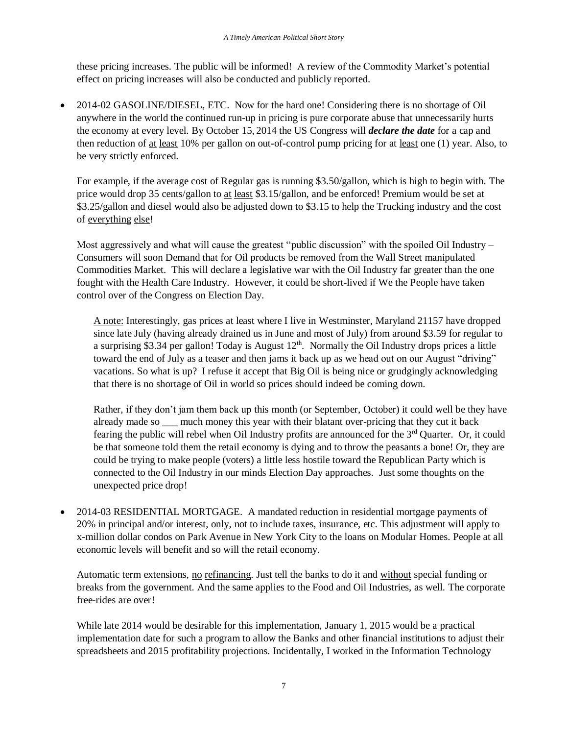these pricing increases. The public will be informed! A review of the Commodity Market's potential effect on pricing increases will also be conducted and publicly reported.

- 2014-02 GASOLINE/DIESEL, ETC. Now for the hard one! Considering there is no shortage of Oil anywhere in the world the continued run-up in pricing is pure corporate abuse that unnecessarily hurts the economy at every level. By October 15, 2014 the US Congress will ***declare the date*** for a cap and then reduction of at least 10% per gallon on out-of-control pump pricing for at least one (1) year. Also, to be very strictly enforced.

  For example, if the average cost of Regular gas is running $3.50/gallon, which is high to begin with. The price would drop 35 cents/gallon to at least $3.15/gallon, and be enforced! Premium would be set at $3.25/gallon and diesel would also be adjusted down to $3.15 to help the Trucking industry and the cost of everything else!

  Most aggressively and what will cause the greatest "public discussion" with the spoiled Oil Industry – Consumers will soon Demand that for Oil products be removed from the Wall Street manipulated Commodities Market. This will declare a legislative war with the Oil Industry far greater than the one fought with the Health Care Industry. However, it could be short-lived if We the People have taken control over of the Congress on Election Day.

  > A note: Interestingly, gas prices at least where I live in Westminster, Maryland 21157 have dropped since late July (having already drained us in June and most of July) from around $3.59 for regular to a surprising $3.34 per gallon! Today is August 12th. Normally the Oil Industry drops prices a little toward the end of July as a teaser and then jams it back up as we head out on our August "driving" vacations. So what is up? I refuse it accept that Big Oil is being nice or grudgingly acknowledging that there is no shortage of Oil in world so prices should indeed be coming down.
  >
  > Rather, if they don't jam them back up this month (or September, October) it could well be they have already made so ___ much money this year with their blatant over-pricing that they cut it back fearing the public will rebel when Oil Industry profits are announced for the 3rd Quarter. Or, it could be that someone told them the retail economy is dying and to throw the peasants a bone! Or, they are could be trying to make people (voters) a little less hostile toward the Republican Party which is connected to the Oil Industry in our minds Election Day approaches. Just some thoughts on the unexpected price drop!

- 2014-03 RESIDENTIAL MORTGAGE. A mandated reduction in residential mortgage payments of 20% in principal and/or interest, only, not to include taxes, insurance, etc. This adjustment will apply to x-million dollar condos on Park Avenue in New York City to the loans on Modular Homes. People at all economic levels will benefit and so will the retail economy.

  Automatic term extensions, no refinancing. Just tell the banks to do it and without special funding or breaks from the government. And the same applies to the Food and Oil Industries, as well. The corporate free-rides are over!

  While late 2014 would be desirable for this implementation, January 1, 2015 would be a practical implementation date for such a program to allow the Banks and other financial institutions to adjust their spreadsheets and 2015 profitability projections. Incidentally, I worked in the Information Technology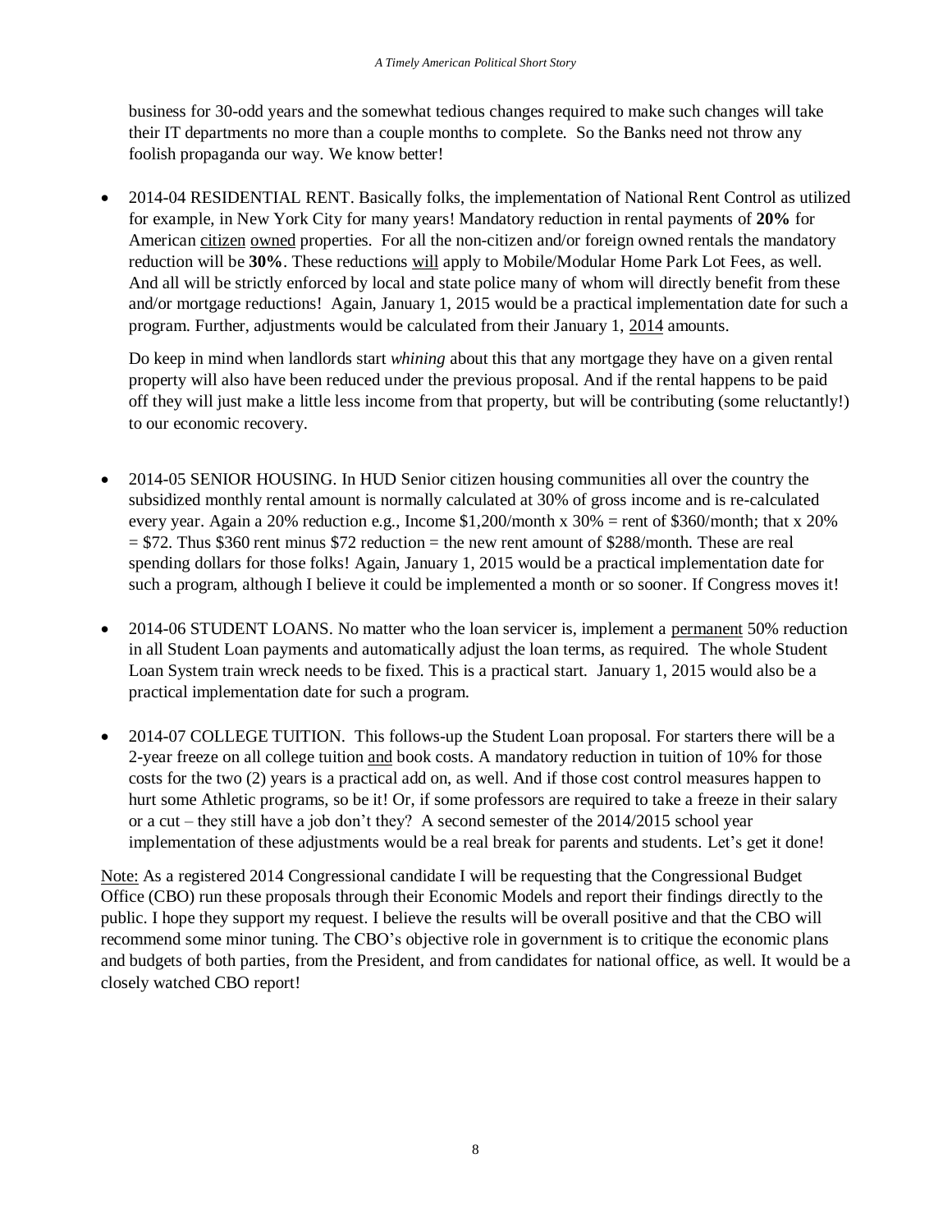business for 30-odd years and the somewhat tedious changes required to make such changes will take their IT departments no more than a couple months to complete. So the Banks need not throw any foolish propaganda our way. We know better!

- 2014-04 RESIDENTIAL RENT. Basically folks, the implementation of National Rent Control as utilized for example, in New York City for many years! Mandatory reduction in rental payments of **20%** for American <u>citizen</u> <u>owned</u> properties. For all the non-citizen and/or foreign owned rentals the mandatory reduction will be **30%**. These reductions <u>will</u> apply to Mobile/Modular Home Park Lot Fees, as well. And all will be strictly enforced by local and state police many of whom will directly benefit from these and/or mortgage reductions! Again, January 1, 2015 would be a practical implementation date for such a program. Further, adjustments would be calculated from their January 1, <u>2014</u> amounts.

  Do keep in mind when landlords start *whining* about this that any mortgage they have on a given rental property will also have been reduced under the previous proposal. And if the rental happens to be paid off they will just make a little less income from that property, but will be contributing (some reluctantly!) to our economic recovery.

- 2014-05 SENIOR HOUSING. In HUD Senior citizen housing communities all over the country the subsidized monthly rental amount is normally calculated at 30% of gross income and is re-calculated every year. Again a 20% reduction e.g., Income $1,200/month x 30% = rent of $360/month; that x 20% = $72. Thus $360 rent minus $72 reduction = the new rent amount of $288/month. These are real spending dollars for those folks! Again, January 1, 2015 would be a practical implementation date for such a program, although I believe it could be implemented a month or so sooner. If Congress moves it!

- 2014-06 STUDENT LOANS. No matter who the loan servicer is, implement a <u>permanent</u> 50% reduction in all Student Loan payments and automatically adjust the loan terms, as required. The whole Student Loan System train wreck needs to be fixed. This is a practical start. January 1, 2015 would also be a practical implementation date for such a program.

- 2014-07 COLLEGE TUITION. This follows-up the Student Loan proposal. For starters there will be a 2-year freeze on all college tuition <u>and</u> book costs. A mandatory reduction in tuition of 10% for those costs for the two (2) years is a practical add on, as well. And if those cost control measures happen to hurt some Athletic programs, so be it! Or, if some professors are required to take a freeze in their salary or a cut – they still have a job don't they? A second semester of the 2014/2015 school year implementation of these adjustments would be a real break for parents and students. Let's get it done!

<u>Note:</u> As a registered 2014 Congressional candidate I will be requesting that the Congressional Budget Office (CBO) run these proposals through their Economic Models and report their findings directly to the public. I hope they support my request. I believe the results will be overall positive and that the CBO will recommend some minor tuning. The CBO's objective role in government is to critique the economic plans and budgets of both parties, from the President, and from candidates for national office, as well. It would be a closely watched CBO report!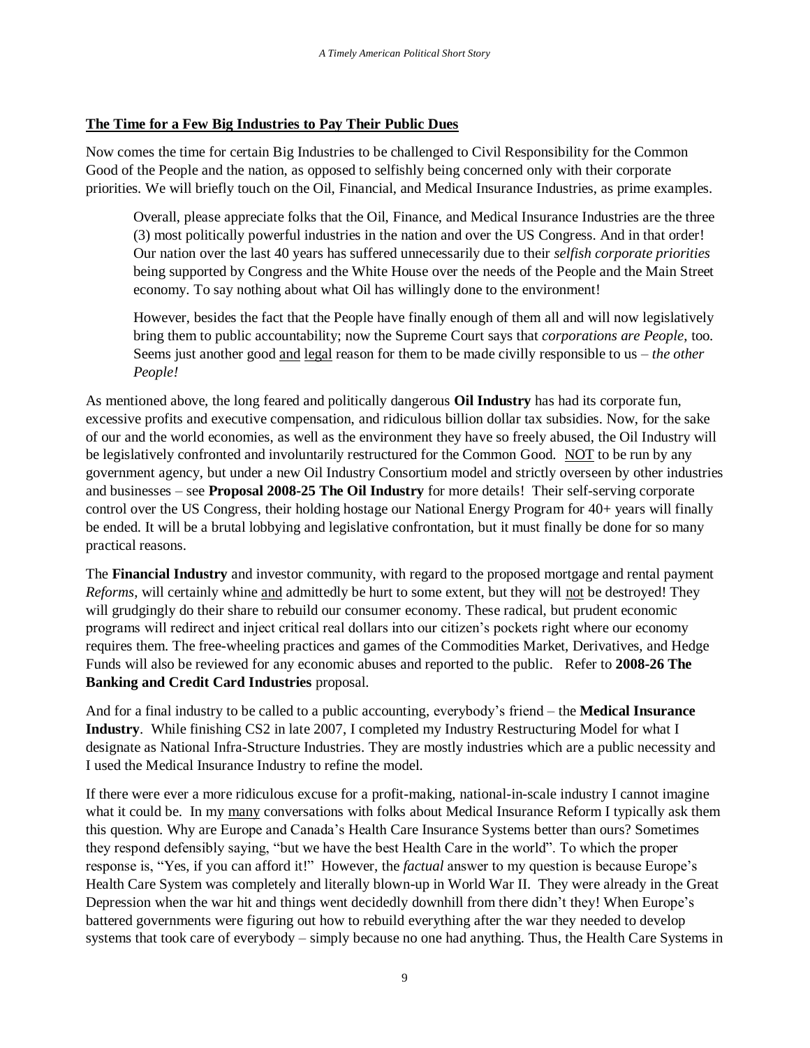**The Time for a Few Big Industries to Pay Their Public Dues**

Now comes the time for certain Big Industries to be challenged to Civil Responsibility for the Common Good of the People and the nation, as opposed to selfishly being concerned only with their corporate priorities. We will briefly touch on the Oil, Financial, and Medical Insurance Industries, as prime examples.

> Overall, please appreciate folks that the Oil, Finance, and Medical Insurance Industries are the three (3) most politically powerful industries in the nation and over the US Congress. And in that order! Our nation over the last 40 years has suffered unnecessarily due to their *selfish corporate priorities* being supported by Congress and the White House over the needs of the People and the Main Street economy. To say nothing about what Oil has willingly done to the environment!
>
> However, besides the fact that the People have finally enough of them all and will now legislatively bring them to public accountability; now the Supreme Court says that *corporations are People*, too. Seems just another good <u>and</u> <u>legal</u> reason for them to be made civilly responsible to us – *the other People!*

As mentioned above, the long feared and politically dangerous **Oil Industry** has had its corporate fun, excessive profits and executive compensation, and ridiculous billion dollar tax subsidies. Now, for the sake of our and the world economies, as well as the environment they have so freely abused, the Oil Industry will be legislatively confronted and involuntarily restructured for the Common Good. <u>NOT</u> to be run by any government agency, but under a new Oil Industry Consortium model and strictly overseen by other industries and businesses – see **Proposal 2008-25 The Oil Industry** for more details! Their self-serving corporate control over the US Congress, their holding hostage our National Energy Program for 40+ years will finally be ended. It will be a brutal lobbying and legislative confrontation, but it must finally be done for so many practical reasons.

The **Financial Industry** and investor community, with regard to the proposed mortgage and rental payment *Reforms*, will certainly whine <u>and</u> admittedly be hurt to some extent, but they will <u>not</u> be destroyed! They will grudgingly do their share to rebuild our consumer economy. These radical, but prudent economic programs will redirect and inject critical real dollars into our citizen's pockets right where our economy requires them. The free-wheeling practices and games of the Commodities Market, Derivatives, and Hedge Funds will also be reviewed for any economic abuses and reported to the public. Refer to **2008-26 The Banking and Credit Card Industries** proposal.

And for a final industry to be called to a public accounting, everybody's friend – the **Medical Insurance Industry**. While finishing CS2 in late 2007, I completed my Industry Restructuring Model for what I designate as National Infra-Structure Industries. They are mostly industries which are a public necessity and I used the Medical Insurance Industry to refine the model.

If there were ever a more ridiculous excuse for a profit-making, national-in-scale industry I cannot imagine what it could be. In my <u>many</u> conversations with folks about Medical Insurance Reform I typically ask them this question. Why are Europe and Canada's Health Care Insurance Systems better than ours? Sometimes they respond defensibly saying, "but we have the best Health Care in the world". To which the proper response is, "Yes, if you can afford it!" However, the *factual* answer to my question is because Europe's Health Care System was completely and literally blown-up in World War II. They were already in the Great Depression when the war hit and things went decidedly downhill from there didn't they! When Europe's battered governments were figuring out how to rebuild everything after the war they needed to develop systems that took care of everybody – simply because no one had anything. Thus, the Health Care Systems in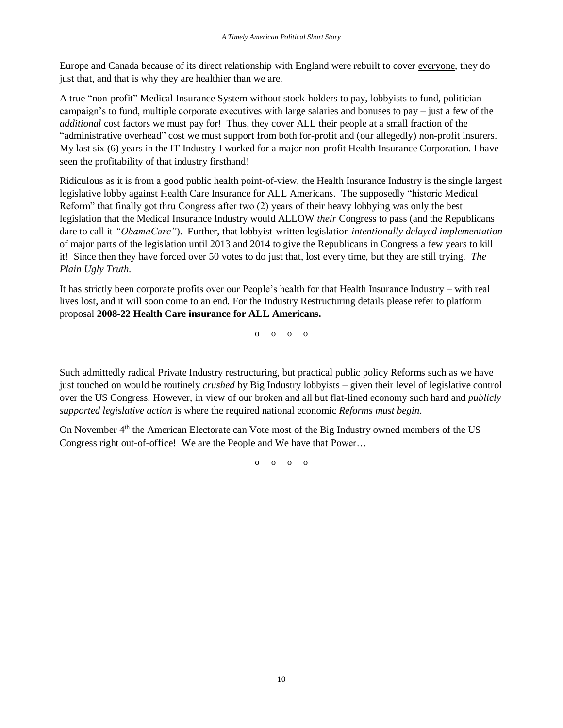Europe and Canada because of its direct relationship with England were rebuilt to cover everyone, they do just that, and that is why they are healthier than we are.

A true "non-profit" Medical Insurance System without stock-holders to pay, lobbyists to fund, politician campaign's to fund, multiple corporate executives with large salaries and bonuses to pay – just a few of the *additional* cost factors we must pay for! Thus, they cover ALL their people at a small fraction of the "administrative overhead" cost we must support from both for-profit and (our allegedly) non-profit insurers. My last six (6) years in the IT Industry I worked for a major non-profit Health Insurance Corporation. I have seen the profitability of that industry firsthand!

Ridiculous as it is from a good public health point-of-view, the Health Insurance Industry is the single largest legislative lobby against Health Care Insurance for ALL Americans. The supposedly "historic Medical Reform" that finally got thru Congress after two (2) years of their heavy lobbying was only the best legislation that the Medical Insurance Industry would ALLOW *their* Congress to pass (and the Republicans dare to call it *"ObamaCare"*). Further, that lobbyist-written legislation *intentionally delayed implementation* of major parts of the legislation until 2013 and 2014 to give the Republicans in Congress a few years to kill it! Since then they have forced over 50 votes to do just that, lost every time, but they are still trying. *The Plain Ugly Truth.*

It has strictly been corporate profits over our People's health for that Health Insurance Industry – with real lives lost, and it will soon come to an end. For the Industry Restructuring details please refer to platform proposal **2008-22 Health Care insurance for ALL Americans.**

o o o o

Such admittedly radical Private Industry restructuring, but practical public policy Reforms such as we have just touched on would be routinely *crushed* by Big Industry lobbyists – given their level of legislative control over the US Congress. However, in view of our broken and all but flat-lined economy such hard and *publicly supported legislative action* is where the required national economic *Reforms must begin*.

On November 4th the American Electorate can Vote most of the Big Industry owned members of the US Congress right out-of-office! We are the People and We have that Power…

o o o o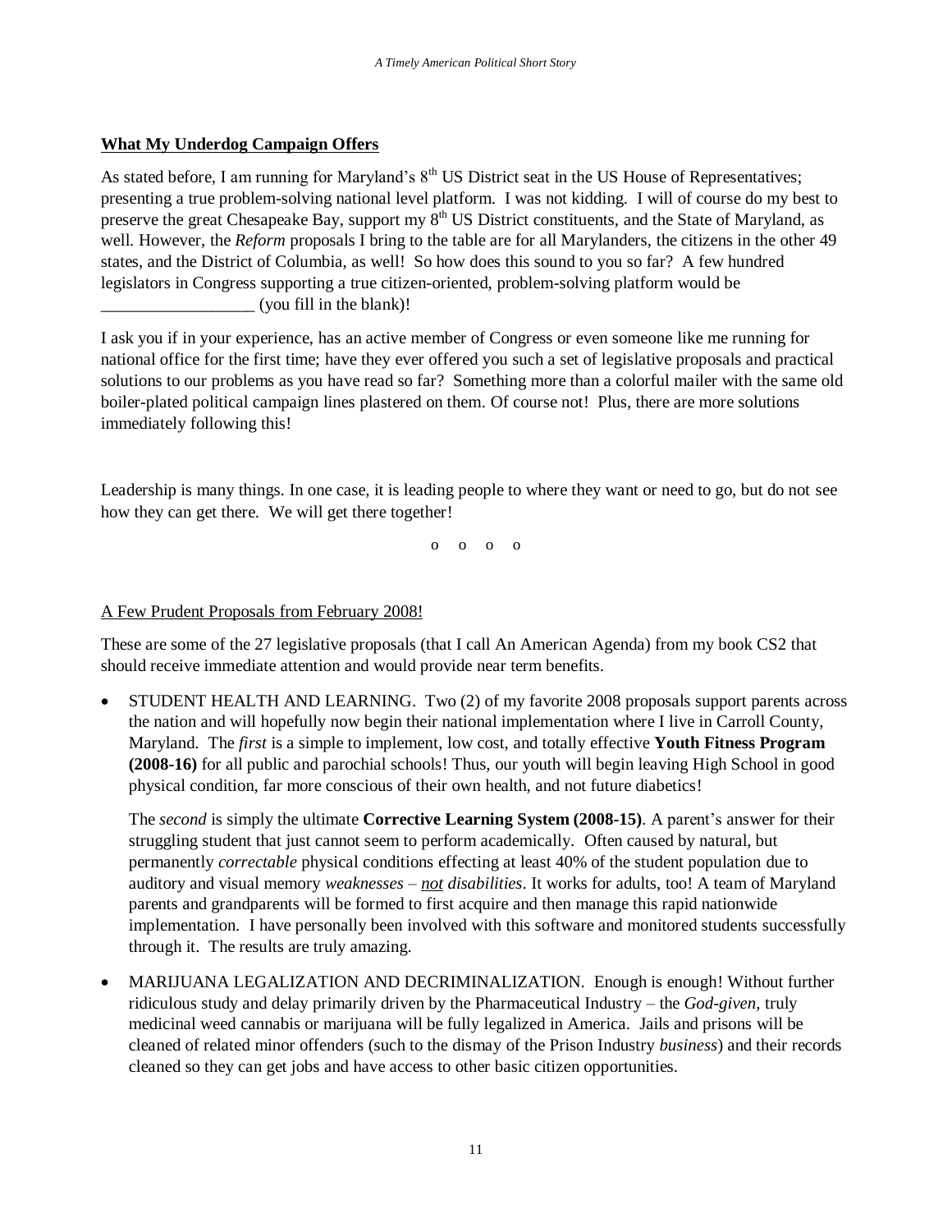**<u>What My Underdog Campaign Offers</u>**

As stated before, I am running for Maryland's 8th US District seat in the US House of Representatives; presenting a true problem-solving national level platform. I was not kidding. I will of course do my best to preserve the great Chesapeake Bay, support my 8th US District constituents, and the State of Maryland, as well. However, the *Reform* proposals I bring to the table are for all Marylanders, the citizens in the other 49 states, and the District of Columbia, as well! So how does this sound to you so far? A few hundred legislators in Congress supporting a true citizen-oriented, problem-solving platform would be ___________________ (you fill in the blank)!

I ask you if in your experience, has an active member of Congress or even someone like me running for national office for the first time; have they ever offered you such a set of legislative proposals and practical solutions to our problems as you have read so far? Something more than a colorful mailer with the same old boiler-plated political campaign lines plastered on them. Of course not! Plus, there are more solutions immediately following this!

Leadership is many things. In one case, it is leading people to where they want or need to go, but do not see how they can get there. We will get there together!

o o o o

<u>A Few Prudent Proposals from February 2008!</u>

These are some of the 27 legislative proposals (that I call An American Agenda) from my book CS2 that should receive immediate attention and would provide near term benefits.

- STUDENT HEALTH AND LEARNING. Two (2) of my favorite 2008 proposals support parents across the nation and will hopefully now begin their national implementation where I live in Carroll County, Maryland. The *first* is a simple to implement, low cost, and totally effective **Youth Fitness Program (2008-16)** for all public and parochial schools! Thus, our youth will begin leaving High School in good physical condition, far more conscious of their own health, and not future diabetics!

  The *second* is simply the ultimate **Corrective Learning System (2008-15)**. A parent's answer for their struggling student that just cannot seem to perform academically. Often caused by natural, but permanently *correctable* physical conditions effecting at least 40% of the student population due to auditory and visual memory *weaknesses* – ***<u>not</u>*** *disabilities*. It works for adults, too! A team of Maryland parents and grandparents will be formed to first acquire and then manage this rapid nationwide implementation. I have personally been involved with this software and monitored students successfully through it. The results are truly amazing.

- MARIJUANA LEGALIZATION AND DECRIMINALIZATION. Enough is enough! Without further ridiculous study and delay primarily driven by the Pharmaceutical Industry – the *God-given*, truly medicinal weed cannabis or marijuana will be fully legalized in America. Jails and prisons will be cleaned of related minor offenders (such to the dismay of the Prison Industry *business*) and their records cleaned so they can get jobs and have access to other basic citizen opportunities.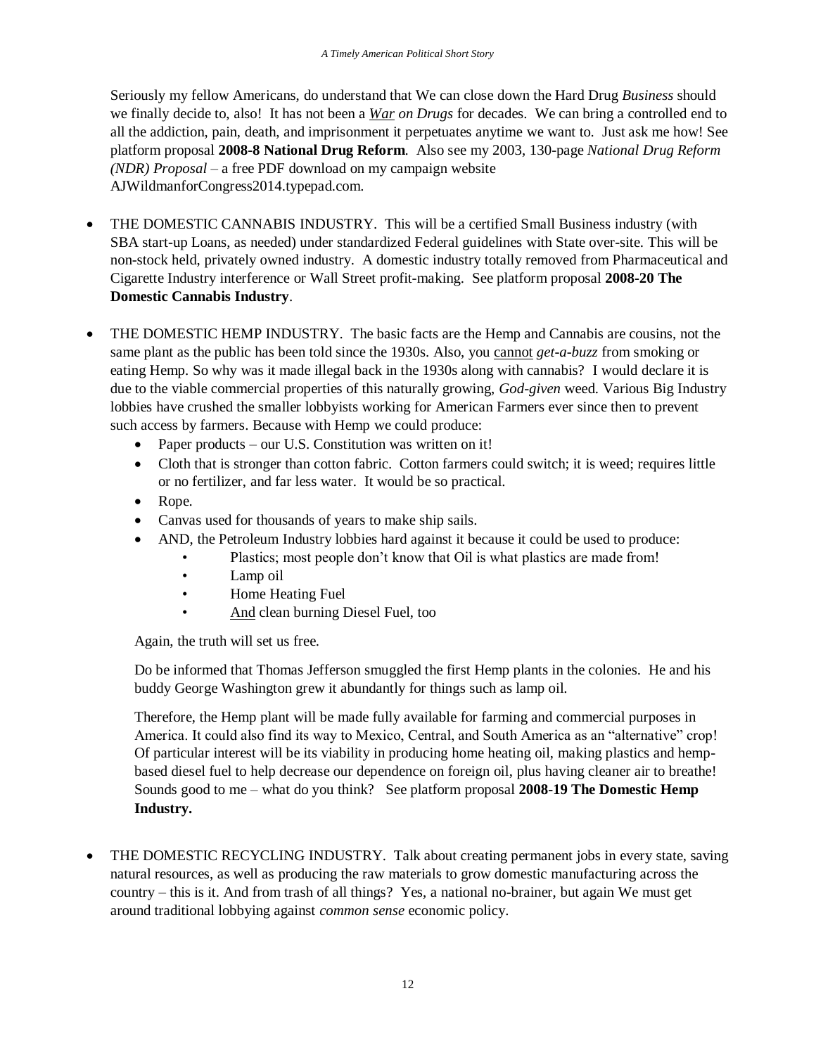Seriously my fellow Americans, do understand that We can close down the Hard Drug *Business* should we finally decide to, also! It has not been a *War on Drugs* for decades. We can bring a controlled end to all the addiction, pain, death, and imprisonment it perpetuates anytime we want to. Just ask me how! See platform proposal **2008-8 National Drug Reform**. Also see my 2003, 130-page *National Drug Reform (NDR) Proposal* – a free PDF download on my campaign website AJWildmanforCongress2014.typepad.com.

- THE DOMESTIC CANNABIS INDUSTRY. This will be a certified Small Business industry (with SBA start-up Loans, as needed) under standardized Federal guidelines with State over-site. This will be non-stock held, privately owned industry. A domestic industry totally removed from Pharmaceutical and Cigarette Industry interference or Wall Street profit-making. See platform proposal **2008-20 The Domestic Cannabis Industry**.

- THE DOMESTIC HEMP INDUSTRY. The basic facts are the Hemp and Cannabis are cousins, not the same plant as the public has been told since the 1930s. Also, you cannot *get-a-buzz* from smoking or eating Hemp. So why was it made illegal back in the 1930s along with cannabis? I would declare it is due to the viable commercial properties of this naturally growing, *God-given* weed. Various Big Industry lobbies have crushed the smaller lobbyists working for American Farmers ever since then to prevent such access by farmers. Because with Hemp we could produce:
  - Paper products – our U.S. Constitution was written on it!
  - Cloth that is stronger than cotton fabric. Cotton farmers could switch; it is weed; requires little or no fertilizer, and far less water. It would be so practical.
  - Rope.
  - Canvas used for thousands of years to make ship sails.
  - AND, the Petroleum Industry lobbies hard against it because it could be used to produce:
    - Plastics; most people don't know that Oil is what plastics are made from!
    - Lamp oil
    - Home Heating Fuel
    - And clean burning Diesel Fuel, too

  Again, the truth will set us free.

  Do be informed that Thomas Jefferson smuggled the first Hemp plants in the colonies. He and his buddy George Washington grew it abundantly for things such as lamp oil.

  Therefore, the Hemp plant will be made fully available for farming and commercial purposes in America. It could also find its way to Mexico, Central, and South America as an "alternative" crop! Of particular interest will be its viability in producing home heating oil, making plastics and hemp-based diesel fuel to help decrease our dependence on foreign oil, plus having cleaner air to breathe! Sounds good to me – what do you think? See platform proposal **2008-19 The Domestic Hemp Industry.**

- THE DOMESTIC RECYCLING INDUSTRY. Talk about creating permanent jobs in every state, saving natural resources, as well as producing the raw materials to grow domestic manufacturing across the country – this is it. And from trash of all things? Yes, a national no-brainer, but again We must get around traditional lobbying against *common sense* economic policy.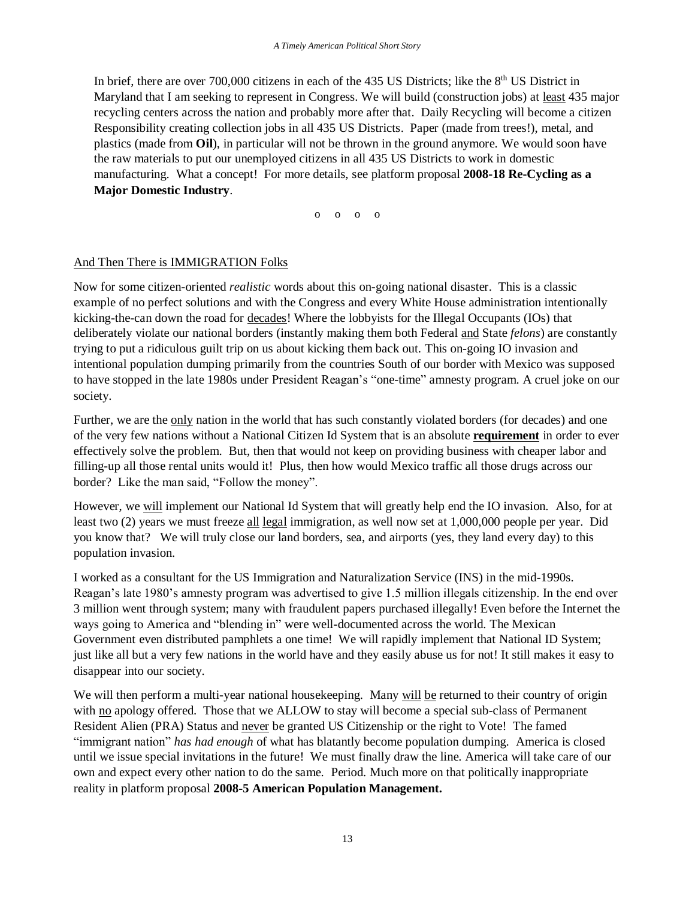In brief, there are over 700,000 citizens in each of the 435 US Districts; like the 8th US District in Maryland that I am seeking to represent in Congress. We will build (construction jobs) at least 435 major recycling centers across the nation and probably more after that. Daily Recycling will become a citizen Responsibility creating collection jobs in all 435 US Districts. Paper (made from trees!), metal, and plastics (made from **Oil**), in particular will not be thrown in the ground anymore. We would soon have the raw materials to put our unemployed citizens in all 435 US Districts to work in domestic manufacturing. What a concept! For more details, see platform proposal **2008-18 Re-Cycling as a Major Domestic Industry**.

o o o o

## And Then There is IMMIGRATION Folks

Now for some citizen-oriented *realistic* words about this on-going national disaster. This is a classic example of no perfect solutions and with the Congress and every White House administration intentionally kicking-the-can down the road for decades! Where the lobbyists for the Illegal Occupants (IOs) that deliberately violate our national borders (instantly making them both Federal and State *felons*) are constantly trying to put a ridiculous guilt trip on us about kicking them back out. This on-going IO invasion and intentional population dumping primarily from the countries South of our border with Mexico was supposed to have stopped in the late 1980s under President Reagan's "one-time" amnesty program. A cruel joke on our society.

Further, we are the only nation in the world that has such constantly violated borders (for decades) and one of the very few nations without a National Citizen Id System that is an absolute **requirement** in order to ever effectively solve the problem. But, then that would not keep on providing business with cheaper labor and filling-up all those rental units would it! Plus, then how would Mexico traffic all those drugs across our border? Like the man said, "Follow the money".

However, we will implement our National Id System that will greatly help end the IO invasion. Also, for at least two (2) years we must freeze all legal immigration, as well now set at 1,000,000 people per year. Did you know that? We will truly close our land borders, sea, and airports (yes, they land every day) to this population invasion.

I worked as a consultant for the US Immigration and Naturalization Service (INS) in the mid-1990s. Reagan's late 1980's amnesty program was advertised to give 1.5 million illegals citizenship. In the end over 3 million went through system; many with fraudulent papers purchased illegally! Even before the Internet the ways going to America and "blending in" were well-documented across the world. The Mexican Government even distributed pamphlets a one time! We will rapidly implement that National ID System; just like all but a very few nations in the world have and they easily abuse us for not! It still makes it easy to disappear into our society.

We will then perform a multi-year national housekeeping. Many will be returned to their country of origin with no apology offered. Those that we ALLOW to stay will become a special sub-class of Permanent Resident Alien (PRA) Status and never be granted US Citizenship or the right to Vote! The famed "immigrant nation" *has had enough* of what has blatantly become population dumping. America is closed until we issue special invitations in the future! We must finally draw the line. America will take care of our own and expect every other nation to do the same. Period. Much more on that politically inappropriate reality in platform proposal **2008-5 American Population Management.**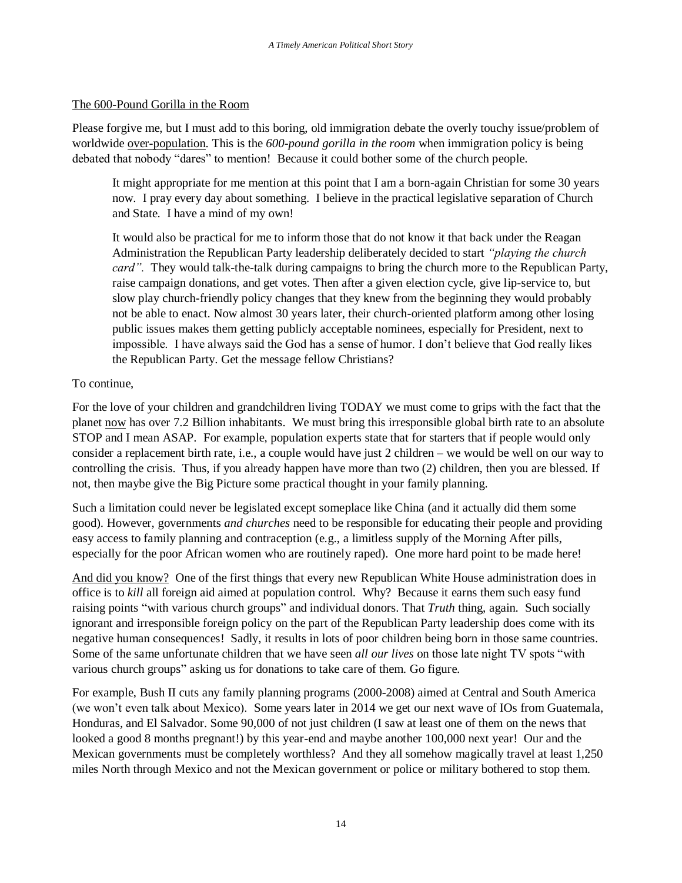The 600-Pound Gorilla in the Room

Please forgive me, but I must add to this boring, old immigration debate the overly touchy issue/problem of worldwide over-population. This is the *600-pound gorilla in the room* when immigration policy is being debated that nobody "dares" to mention! Because it could bother some of the church people.

> It might appropriate for me mention at this point that I am a born-again Christian for some 30 years now. I pray every day about something. I believe in the practical legislative separation of Church and State. I have a mind of my own!
>
> It would also be practical for me to inform those that do not know it that back under the Reagan Administration the Republican Party leadership deliberately decided to start *"playing the church card".* They would talk-the-talk during campaigns to bring the church more to the Republican Party, raise campaign donations, and get votes. Then after a given election cycle, give lip-service to, but slow play church-friendly policy changes that they knew from the beginning they would probably not be able to enact. Now almost 30 years later, their church-oriented platform among other losing public issues makes them getting publicly acceptable nominees, especially for President, next to impossible. I have always said the God has a sense of humor. I don't believe that God really likes the Republican Party. Get the message fellow Christians?

To continue,

For the love of your children and grandchildren living TODAY we must come to grips with the fact that the planet now has over 7.2 Billion inhabitants. We must bring this irresponsible global birth rate to an absolute STOP and I mean ASAP. For example, population experts state that for starters that if people would only consider a replacement birth rate, i.e., a couple would have just 2 children – we would be well on our way to controlling the crisis. Thus, if you already happen have more than two (2) children, then you are blessed. If not, then maybe give the Big Picture some practical thought in your family planning.

Such a limitation could never be legislated except someplace like China (and it actually did them some good). However, governments *and churches* need to be responsible for educating their people and providing easy access to family planning and contraception (e.g., a limitless supply of the Morning After pills, especially for the poor African women who are routinely raped). One more hard point to be made here!

And did you know? One of the first things that every new Republican White House administration does in office is to *kill* all foreign aid aimed at population control. Why? Because it earns them such easy fund raising points "with various church groups" and individual donors. That *Truth* thing, again. Such socially ignorant and irresponsible foreign policy on the part of the Republican Party leadership does come with its negative human consequences! Sadly, it results in lots of poor children being born in those same countries. Some of the same unfortunate children that we have seen *all our lives* on those late night TV spots "with various church groups" asking us for donations to take care of them. Go figure.

For example, Bush II cuts any family planning programs (2000-2008) aimed at Central and South America (we won't even talk about Mexico). Some years later in 2014 we get our next wave of IOs from Guatemala, Honduras, and El Salvador. Some 90,000 of not just children (I saw at least one of them on the news that looked a good 8 months pregnant!) by this year-end and maybe another 100,000 next year! Our and the Mexican governments must be completely worthless? And they all somehow magically travel at least 1,250 miles North through Mexico and not the Mexican government or police or military bothered to stop them.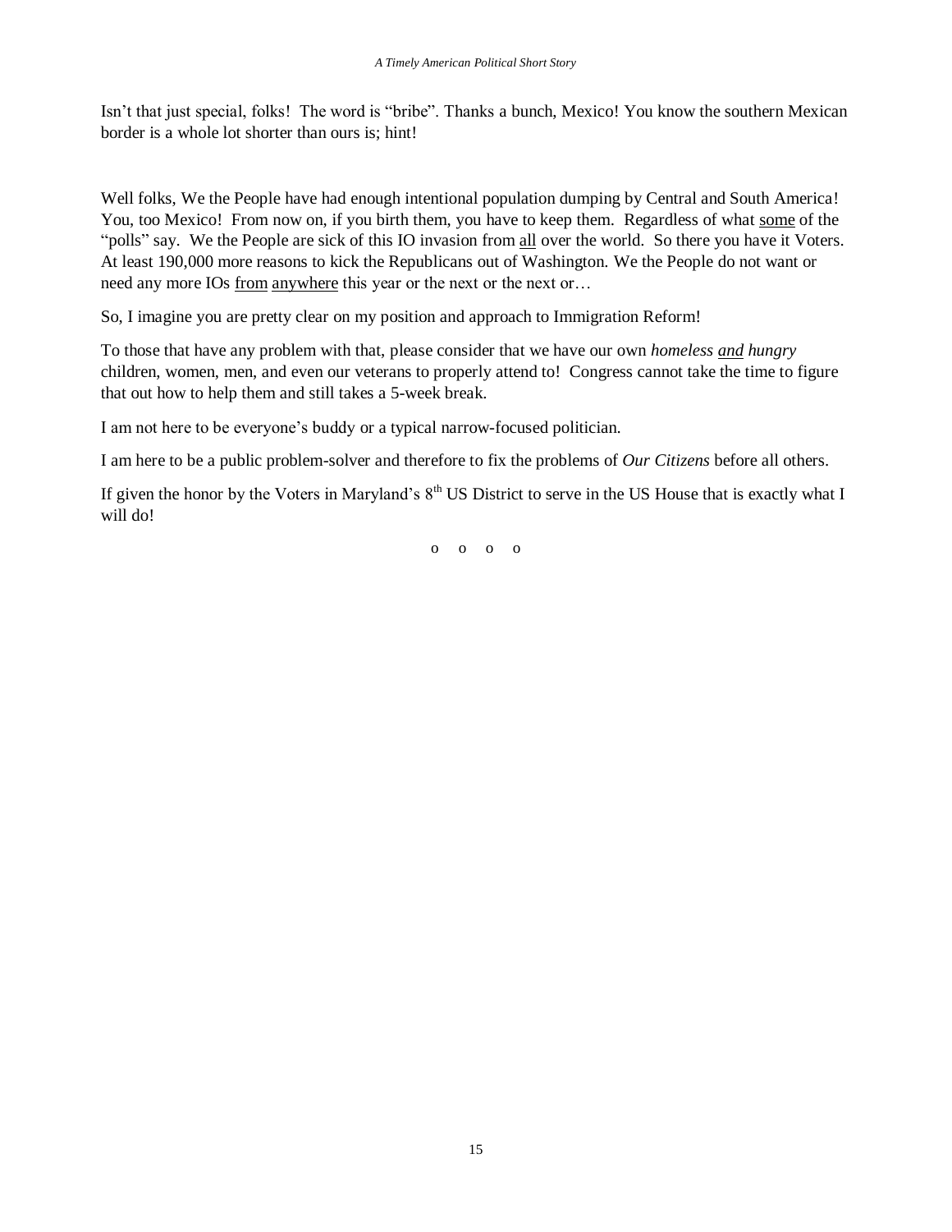Isn't that just special, folks! The word is "bribe". Thanks a bunch, Mexico! You know the southern Mexican border is a whole lot shorter than ours is; hint!

Well folks, We the People have had enough intentional population dumping by Central and South America! You, too Mexico! From now on, if you birth them, you have to keep them. Regardless of what some of the "polls" say. We the People are sick of this IO invasion from all over the world. So there you have it Voters. At least 190,000 more reasons to kick the Republicans out of Washington. We the People do not want or need any more IOs from anywhere this year or the next or the next or…

So, I imagine you are pretty clear on my position and approach to Immigration Reform!

To those that have any problem with that, please consider that we have our own *homeless and hungry* children, women, men, and even our veterans to properly attend to! Congress cannot take the time to figure that out how to help them and still takes a 5-week break.

I am not here to be everyone's buddy or a typical narrow-focused politician.

I am here to be a public problem-solver and therefore to fix the problems of *Our Citizens* before all others.

If given the honor by the Voters in Maryland's 8th US District to serve in the US House that is exactly what I will do!

o o o o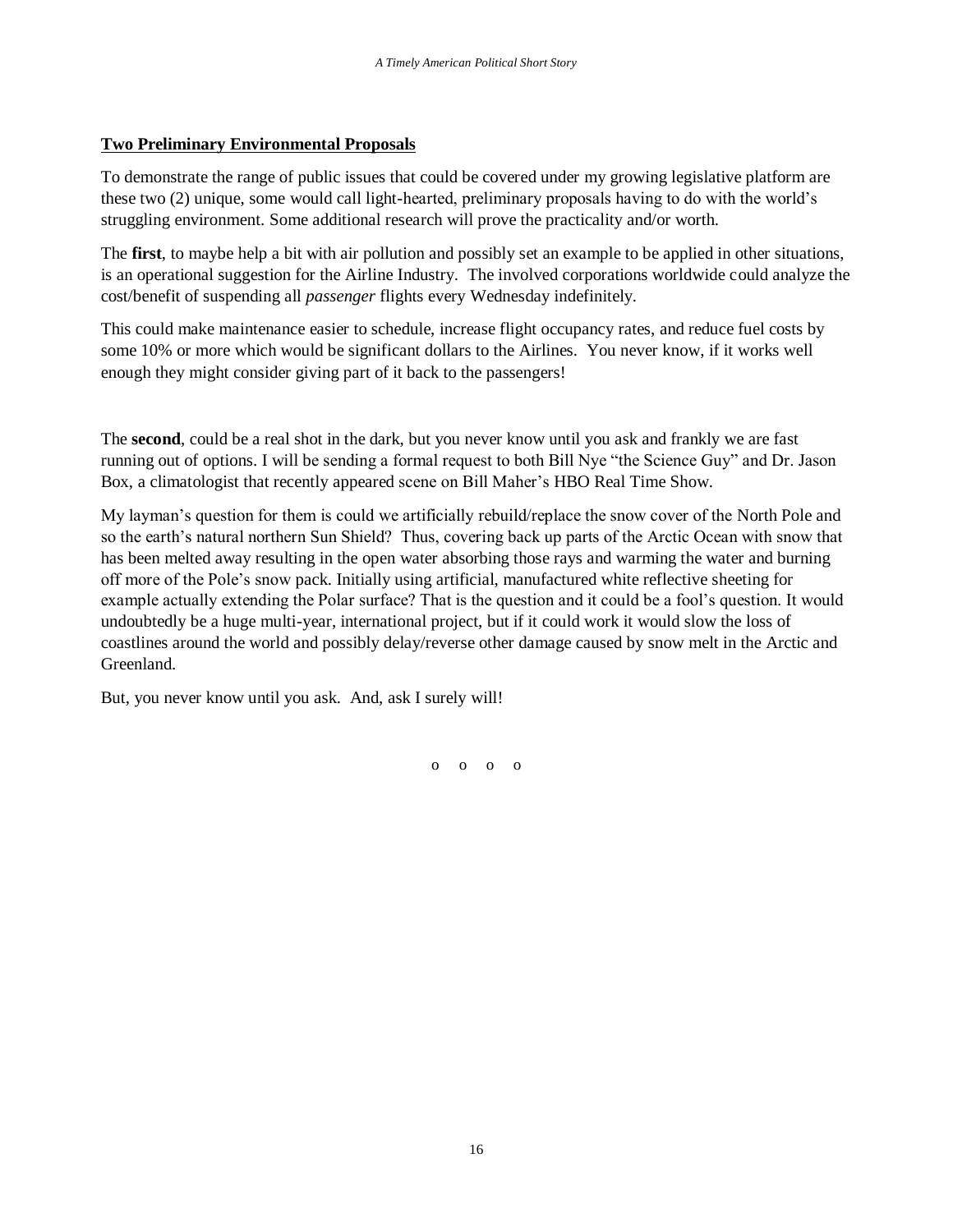**Two Preliminary Environmental Proposals**

To demonstrate the range of public issues that could be covered under my growing legislative platform are these two (2) unique, some would call light-hearted, preliminary proposals having to do with the world's struggling environment. Some additional research will prove the practicality and/or worth.

The **first**, to maybe help a bit with air pollution and possibly set an example to be applied in other situations, is an operational suggestion for the Airline Industry. The involved corporations worldwide could analyze the cost/benefit of suspending all *passenger* flights every Wednesday indefinitely.

This could make maintenance easier to schedule, increase flight occupancy rates, and reduce fuel costs by some 10% or more which would be significant dollars to the Airlines. You never know, if it works well enough they might consider giving part of it back to the passengers!

The **second**, could be a real shot in the dark, but you never know until you ask and frankly we are fast running out of options. I will be sending a formal request to both Bill Nye "the Science Guy" and Dr. Jason Box, a climatologist that recently appeared scene on Bill Maher's HBO Real Time Show.

My layman's question for them is could we artificially rebuild/replace the snow cover of the North Pole and so the earth's natural northern Sun Shield? Thus, covering back up parts of the Arctic Ocean with snow that has been melted away resulting in the open water absorbing those rays and warming the water and burning off more of the Pole's snow pack. Initially using artificial, manufactured white reflective sheeting for example actually extending the Polar surface? That is the question and it could be a fool's question. It would undoubtedly be a huge multi-year, international project, but if it could work it would slow the loss of coastlines around the world and possibly delay/reverse other damage caused by snow melt in the Arctic and Greenland.

But, you never know until you ask. And, ask I surely will!

o o o o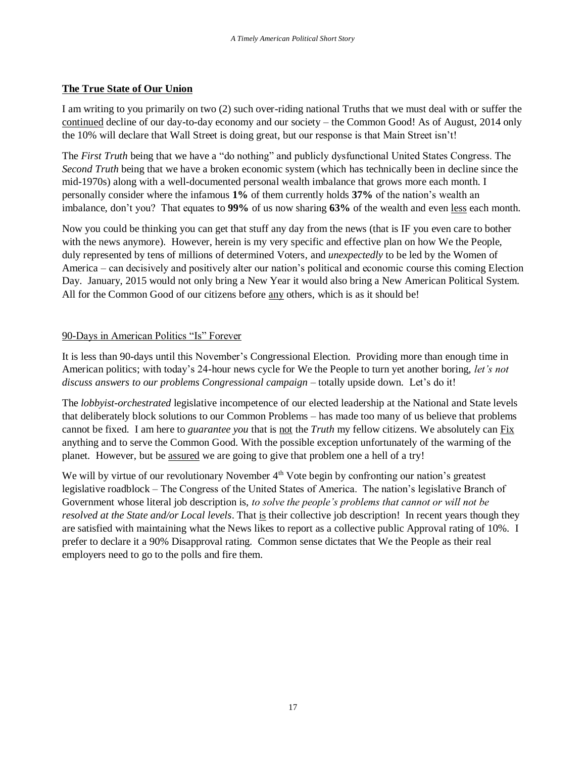## The True State of Our Union

I am writing to you primarily on two (2) such over-riding national Truths that we must deal with or suffer the continued decline of our day-to-day economy and our society – the Common Good! As of August, 2014 only the 10% will declare that Wall Street is doing great, but our response is that Main Street isn't!

The *First Truth* being that we have a "do nothing" and publicly dysfunctional United States Congress. The *Second Truth* being that we have a broken economic system (which has technically been in decline since the mid-1970s) along with a well-documented personal wealth imbalance that grows more each month. I personally consider where the infamous **1%** of them currently holds **37%** of the nation's wealth an imbalance, don't you? That equates to **99%** of us now sharing **63%** of the wealth and even less each month.

Now you could be thinking you can get that stuff any day from the news (that is IF you even care to bother with the news anymore). However, herein is my very specific and effective plan on how We the People, duly represented by tens of millions of determined Voters, and *unexpectedly* to be led by the Women of America – can decisively and positively alter our nation's political and economic course this coming Election Day. January, 2015 would not only bring a New Year it would also bring a New American Political System. All for the Common Good of our citizens before any others, which is as it should be!

### 90-Days in American Politics "Is" Forever

It is less than 90-days until this November's Congressional Election. Providing more than enough time in American politics; with today's 24-hour news cycle for We the People to turn yet another boring, *let's not discuss answers to our problems Congressional campaign* – totally upside down. Let's do it!

The *lobbyist-orchestrated* legislative incompetence of our elected leadership at the National and State levels that deliberately block solutions to our Common Problems – has made too many of us believe that problems cannot be fixed. I am here to *guarantee you* that is not the *Truth* my fellow citizens. We absolutely can Fix anything and to serve the Common Good. With the possible exception unfortunately of the warming of the planet. However, but be assured we are going to give that problem one a hell of a try!

We will by virtue of our revolutionary November 4th Vote begin by confronting our nation's greatest legislative roadblock – The Congress of the United States of America. The nation's legislative Branch of Government whose literal job description is, *to solve the people's problems that cannot or will not be resolved at the State and/or Local levels*. That is their collective job description! In recent years though they are satisfied with maintaining what the News likes to report as a collective public Approval rating of 10%. I prefer to declare it a 90% Disapproval rating. Common sense dictates that We the People as their real employers need to go to the polls and fire them.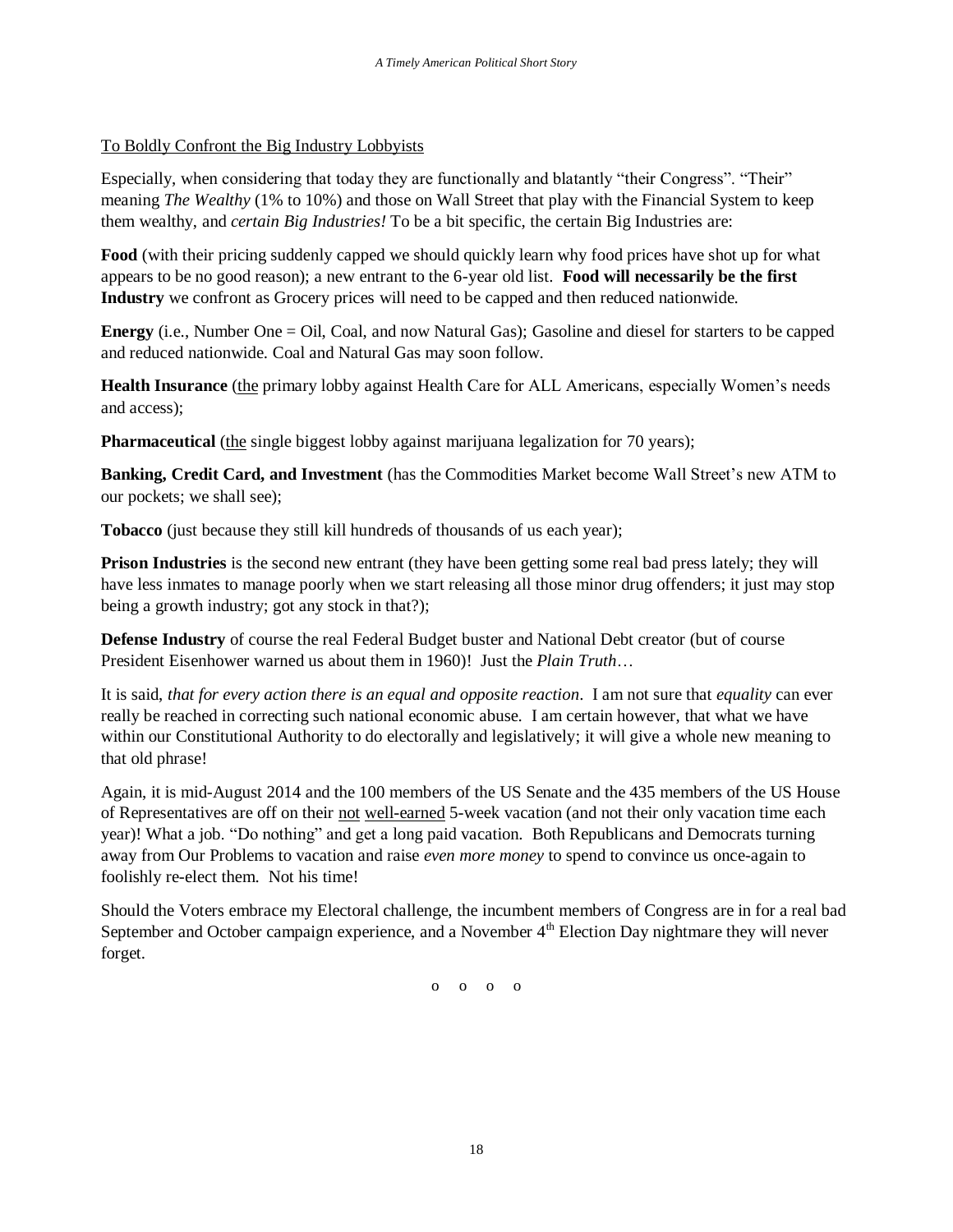To Boldly Confront the Big Industry Lobbyists

Especially, when considering that today they are functionally and blatantly "their Congress". "Their" meaning *The Wealthy* (1% to 10%) and those on Wall Street that play with the Financial System to keep them wealthy, and *certain Big Industries!* To be a bit specific, the certain Big Industries are:

**Food** (with their pricing suddenly capped we should quickly learn why food prices have shot up for what appears to be no good reason); a new entrant to the 6-year old list. **Food will necessarily be the first Industry** we confront as Grocery prices will need to be capped and then reduced nationwide.

**Energy** (i.e., Number One = Oil, Coal, and now Natural Gas); Gasoline and diesel for starters to be capped and reduced nationwide. Coal and Natural Gas may soon follow.

**Health Insurance** (the primary lobby against Health Care for ALL Americans, especially Women's needs and access);

**Pharmaceutical** (the single biggest lobby against marijuana legalization for 70 years);

**Banking, Credit Card, and Investment** (has the Commodities Market become Wall Street's new ATM to our pockets; we shall see);

**Tobacco** (just because they still kill hundreds of thousands of us each year);

**Prison Industries** is the second new entrant (they have been getting some real bad press lately; they will have less inmates to manage poorly when we start releasing all those minor drug offenders; it just may stop being a growth industry; got any stock in that?);

**Defense Industry** of course the real Federal Budget buster and National Debt creator (but of course President Eisenhower warned us about them in 1960)! Just the *Plain Truth*…

It is said, *that for every action there is an equal and opposite reaction*. I am not sure that *equality* can ever really be reached in correcting such national economic abuse. I am certain however, that what we have within our Constitutional Authority to do electorally and legislatively; it will give a whole new meaning to that old phrase!

Again, it is mid-August 2014 and the 100 members of the US Senate and the 435 members of the US House of Representatives are off on their not well-earned 5-week vacation (and not their only vacation time each year)! What a job. "Do nothing" and get a long paid vacation. Both Republicans and Democrats turning away from Our Problems to vacation and raise *even more money* to spend to convince us once-again to foolishly re-elect them. Not his time!

Should the Voters embrace my Electoral challenge, the incumbent members of Congress are in for a real bad September and October campaign experience, and a November 4th Election Day nightmare they will never forget.

o o o o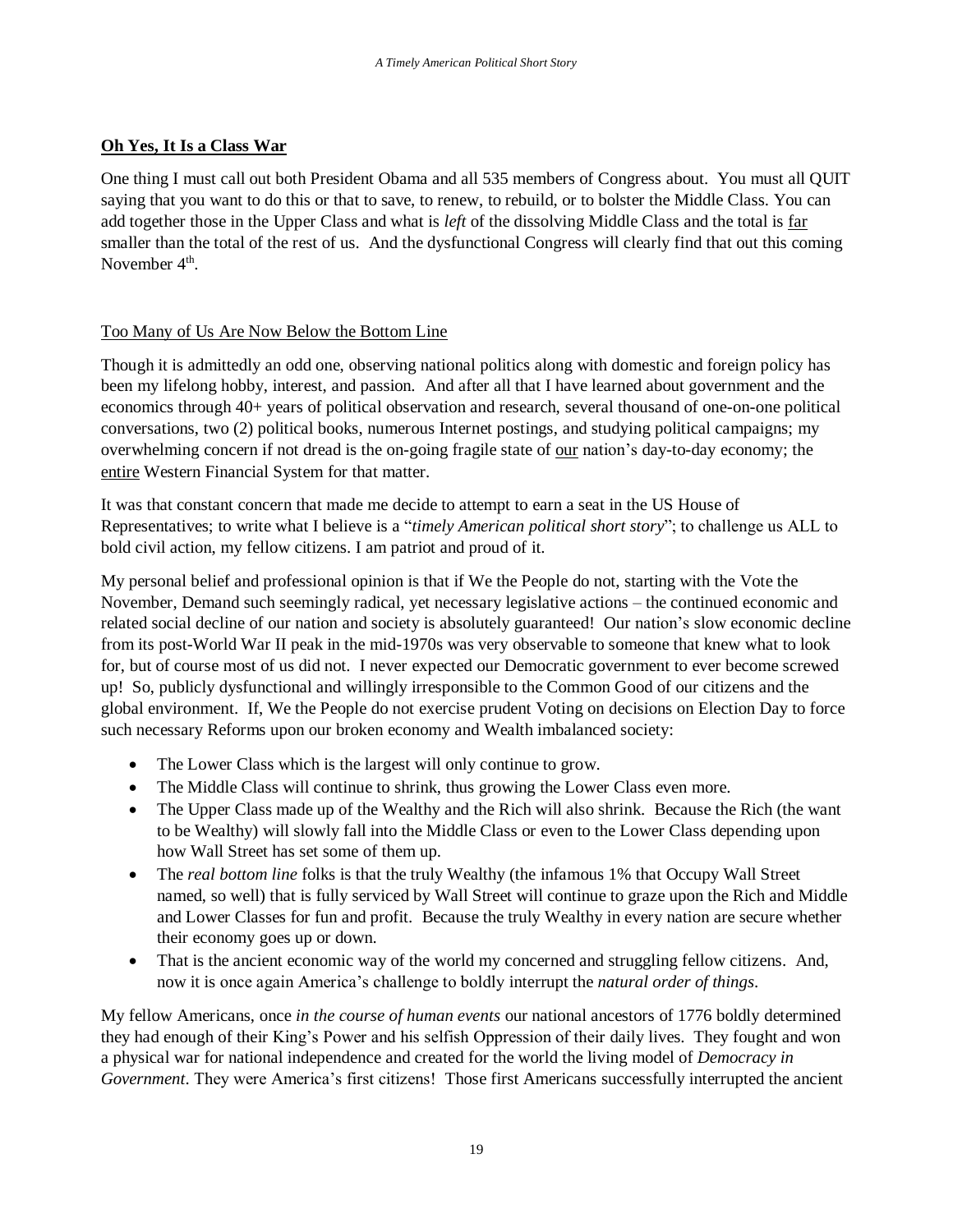## **Oh Yes, It Is a Class War**

One thing I must call out both President Obama and all 535 members of Congress about. You must all QUIT saying that you want to do this or that to save, to renew, to rebuild, or to bolster the Middle Class. You can add together those in the Upper Class and what is *left* of the dissolving Middle Class and the total is far smaller than the total of the rest of us. And the dysfunctional Congress will clearly find that out this coming November 4th.

### Too Many of Us Are Now Below the Bottom Line

Though it is admittedly an odd one, observing national politics along with domestic and foreign policy has been my lifelong hobby, interest, and passion. And after all that I have learned about government and the economics through 40+ years of political observation and research, several thousand of one-on-one political conversations, two (2) political books, numerous Internet postings, and studying political campaigns; my overwhelming concern if not dread is the on-going fragile state of our nation's day-to-day economy; the entire Western Financial System for that matter.

It was that constant concern that made me decide to attempt to earn a seat in the US House of Representatives; to write what I believe is a "*timely American political short story*"; to challenge us ALL to bold civil action, my fellow citizens. I am patriot and proud of it.

My personal belief and professional opinion is that if We the People do not, starting with the Vote the November, Demand such seemingly radical, yet necessary legislative actions – the continued economic and related social decline of our nation and society is absolutely guaranteed! Our nation's slow economic decline from its post-World War II peak in the mid-1970s was very observable to someone that knew what to look for, but of course most of us did not. I never expected our Democratic government to ever become screwed up! So, publicly dysfunctional and willingly irresponsible to the Common Good of our citizens and the global environment. If, We the People do not exercise prudent Voting on decisions on Election Day to force such necessary Reforms upon our broken economy and Wealth imbalanced society:

- The Lower Class which is the largest will only continue to grow.
- The Middle Class will continue to shrink, thus growing the Lower Class even more.
- The Upper Class made up of the Wealthy and the Rich will also shrink. Because the Rich (the want to be Wealthy) will slowly fall into the Middle Class or even to the Lower Class depending upon how Wall Street has set some of them up.
- The *real bottom line* folks is that the truly Wealthy (the infamous 1% that Occupy Wall Street named, so well) that is fully serviced by Wall Street will continue to graze upon the Rich and Middle and Lower Classes for fun and profit. Because the truly Wealthy in every nation are secure whether their economy goes up or down.
- That is the ancient economic way of the world my concerned and struggling fellow citizens. And, now it is once again America's challenge to boldly interrupt the *natural order of things*.

My fellow Americans, once *in the course of human events* our national ancestors of 1776 boldly determined they had enough of their King's Power and his selfish Oppression of their daily lives. They fought and won a physical war for national independence and created for the world the living model of *Democracy in Government*. They were America's first citizens! Those first Americans successfully interrupted the ancient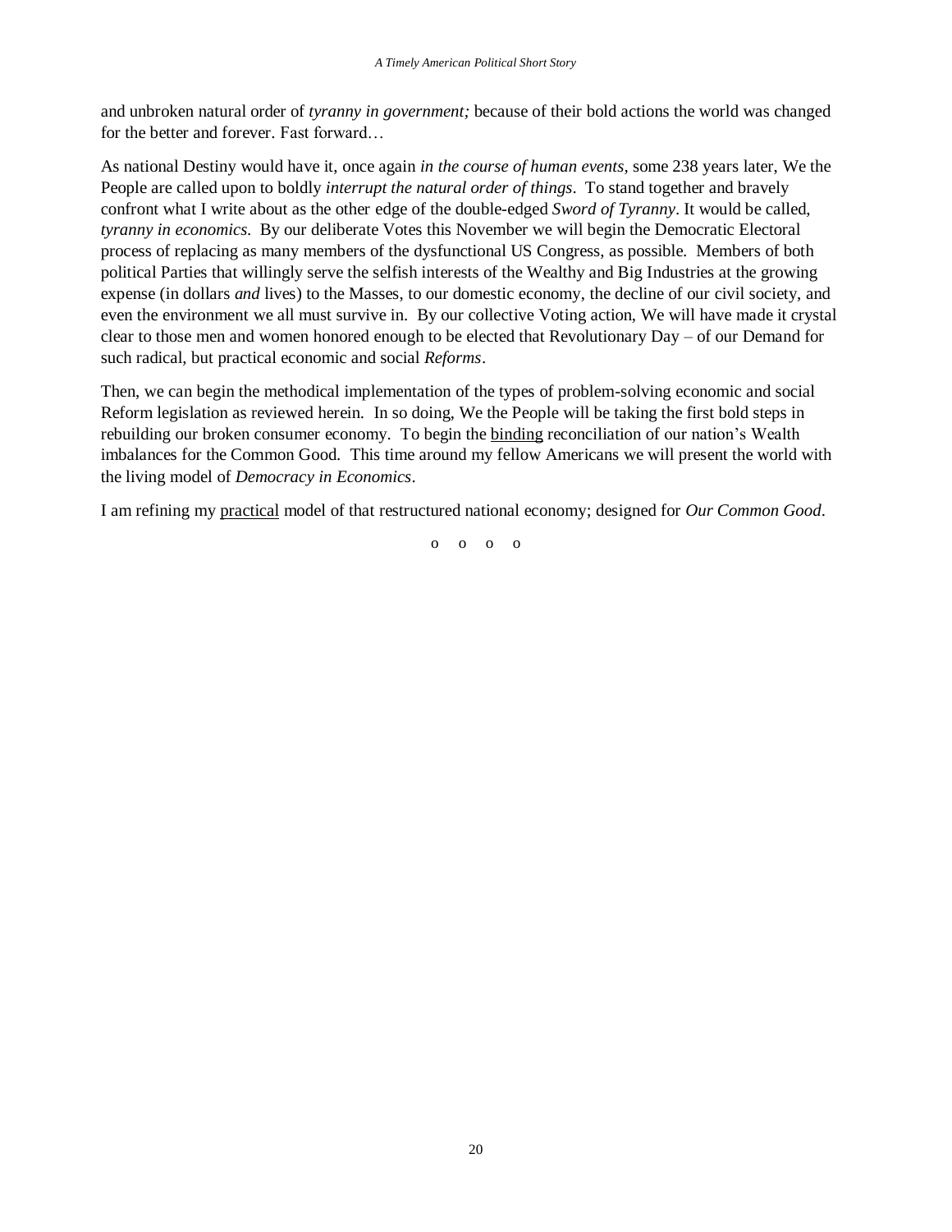and unbroken natural order of *tyranny in government;* because of their bold actions the world was changed for the better and forever. Fast forward…

As national Destiny would have it, once again *in the course of human events*, some 238 years later, We the People are called upon to boldly *interrupt the natural order of things*. To stand together and bravely confront what I write about as the other edge of the double-edged *Sword of Tyranny*. It would be called, *tyranny in economics*. By our deliberate Votes this November we will begin the Democratic Electoral process of replacing as many members of the dysfunctional US Congress, as possible. Members of both political Parties that willingly serve the selfish interests of the Wealthy and Big Industries at the growing expense (in dollars *and* lives) to the Masses, to our domestic economy, the decline of our civil society, and even the environment we all must survive in. By our collective Voting action, We will have made it crystal clear to those men and women honored enough to be elected that Revolutionary Day – of our Demand for such radical, but practical economic and social *Reforms*.

Then, we can begin the methodical implementation of the types of problem-solving economic and social Reform legislation as reviewed herein. In so doing, We the People will be taking the first bold steps in rebuilding our broken consumer economy. To begin the <u>binding</u> reconciliation of our nation's Wealth imbalances for the Common Good. This time around my fellow Americans we will present the world with the living model of *Democracy in Economics*.

I am refining my <u>practical</u> model of that restructured national economy; designed for *Our Common Good*.

o o o o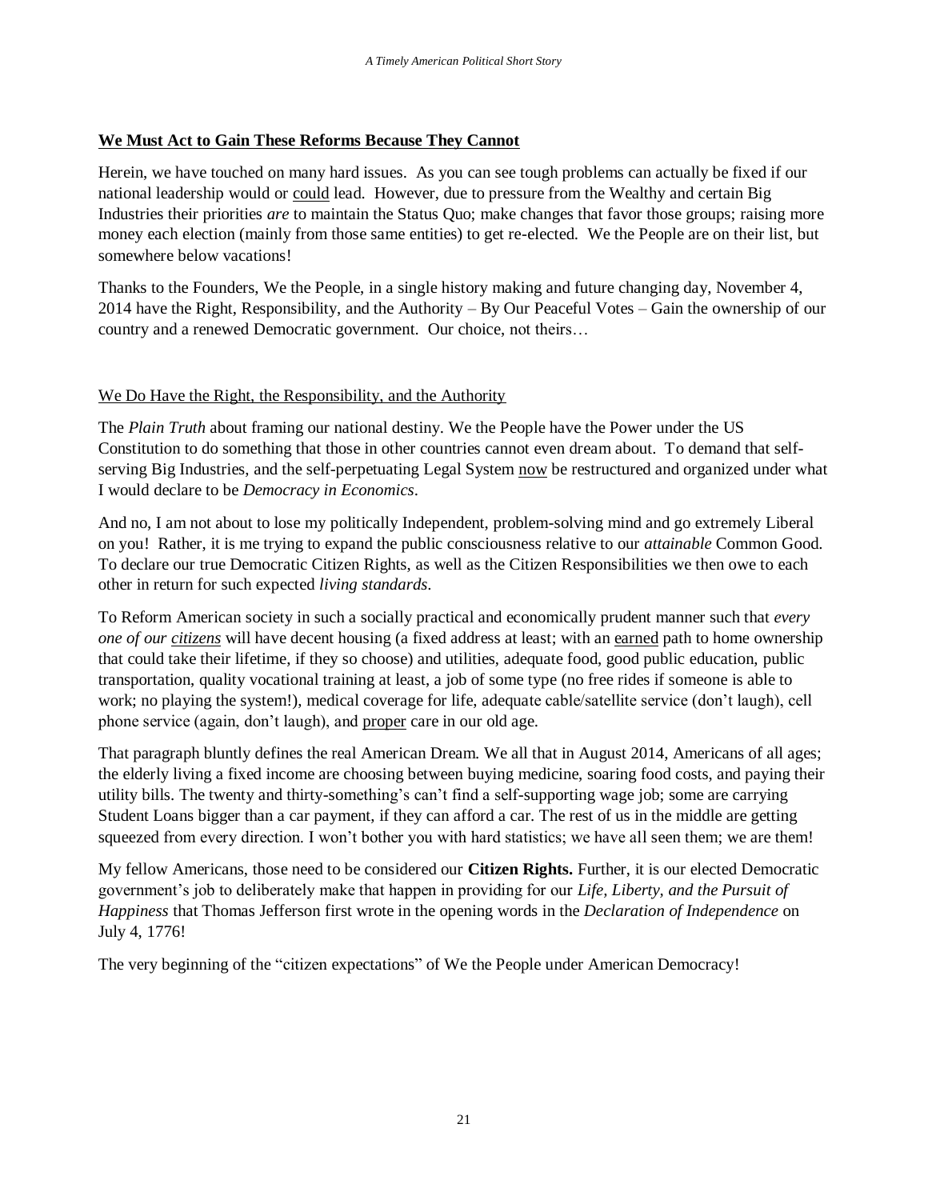**<u>We Must Act to Gain These Reforms Because They Cannot</u>**

Herein, we have touched on many hard issues. As you can see tough problems can actually be fixed if our national leadership would or <u>could</u> lead. However, due to pressure from the Wealthy and certain Big Industries their priorities *are* to maintain the Status Quo; make changes that favor those groups; raising more money each election (mainly from those same entities) to get re-elected. We the People are on their list, but somewhere below vacations!

Thanks to the Founders, We the People, in a single history making and future changing day, November 4, 2014 have the Right, Responsibility, and the Authority – By Our Peaceful Votes – Gain the ownership of our country and a renewed Democratic government. Our choice, not theirs…

<u>We Do Have the Right, the Responsibility, and the Authority</u>

The *Plain Truth* about framing our national destiny. We the People have the Power under the US Constitution to do something that those in other countries cannot even dream about. To demand that self-serving Big Industries, and the self-perpetuating Legal System <u>now</u> be restructured and organized under what I would declare to be *Democracy in Economics*.

And no, I am not about to lose my politically Independent, problem-solving mind and go extremely Liberal on you! Rather, it is me trying to expand the public consciousness relative to our *attainable* Common Good. To declare our true Democratic Citizen Rights, as well as the Citizen Responsibilities we then owe to each other in return for such expected *living standards*.

To Reform American society in such a socially practical and economically prudent manner such that *every one of our <u>citizens</u>* will have decent housing (a fixed address at least; with an <u>earned</u> path to home ownership that could take their lifetime, if they so choose) and utilities, adequate food, good public education, public transportation, quality vocational training at least, a job of some type (no free rides if someone is able to work; no playing the system!), medical coverage for life, adequate cable/satellite service (don't laugh), cell phone service (again, don't laugh), and <u>proper</u> care in our old age.

That paragraph bluntly defines the real American Dream. We all that in August 2014, Americans of all ages; the elderly living a fixed income are choosing between buying medicine, soaring food costs, and paying their utility bills. The twenty and thirty-something's can't find a self-supporting wage job; some are carrying Student Loans bigger than a car payment, if they can afford a car. The rest of us in the middle are getting squeezed from every direction. I won't bother you with hard statistics; we have all seen them; we are them!

My fellow Americans, those need to be considered our **Citizen Rights.** Further, it is our elected Democratic government's job to deliberately make that happen in providing for our *Life, Liberty, and the Pursuit of Happiness* that Thomas Jefferson first wrote in the opening words in the *Declaration of Independence* on July 4, 1776!

The very beginning of the "citizen expectations" of We the People under American Democracy!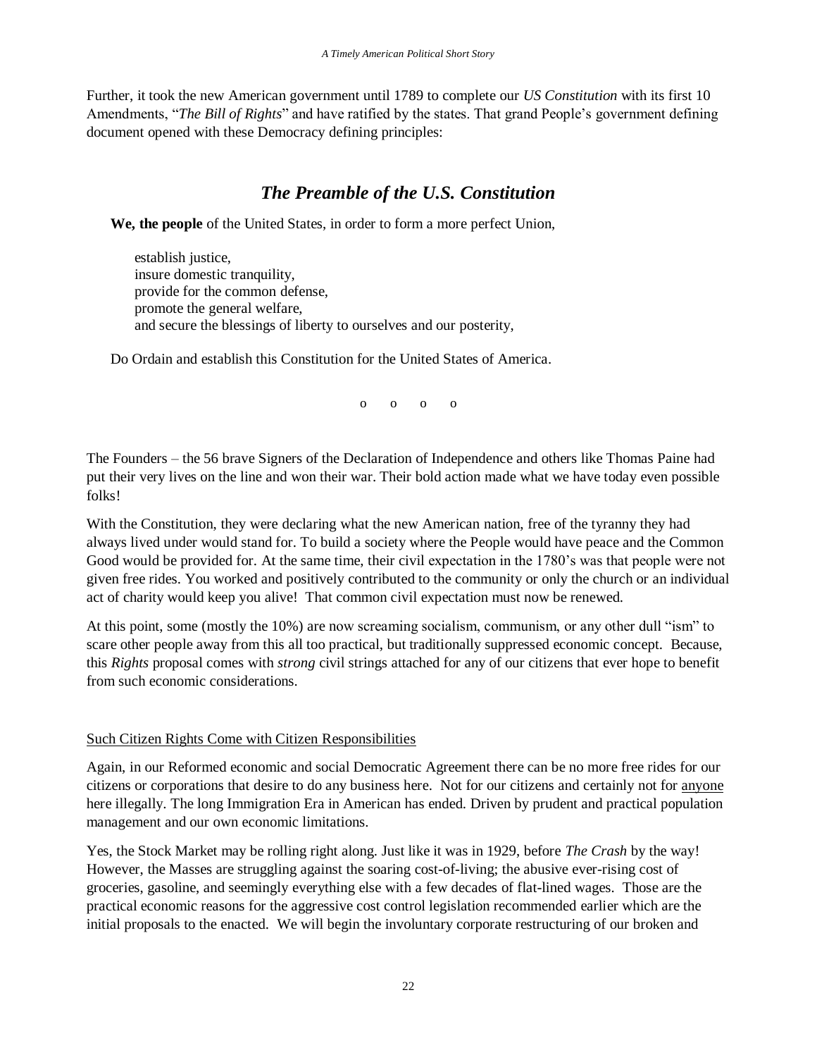Further, it took the new American government until 1789 to complete our *US Constitution* with its first 10 Amendments, "*The Bill of Rights*" and have ratified by the states. That grand People's government defining document opened with these Democracy defining principles:

## *The Preamble of the U.S. Constitution*

**We, the people** of the United States, in order to form a more perfect Union,

establish justice,
insure domestic tranquility,
provide for the common defense,
promote the general welfare,
and secure the blessings of liberty to ourselves and our posterity,

Do Ordain and establish this Constitution for the United States of America.

o o o o

The Founders – the 56 brave Signers of the Declaration of Independence and others like Thomas Paine had put their very lives on the line and won their war. Their bold action made what we have today even possible folks!

With the Constitution, they were declaring what the new American nation, free of the tyranny they had always lived under would stand for. To build a society where the People would have peace and the Common Good would be provided for. At the same time, their civil expectation in the 1780's was that people were not given free rides. You worked and positively contributed to the community or only the church or an individual act of charity would keep you alive! That common civil expectation must now be renewed.

At this point, some (mostly the 10%) are now screaming socialism, communism, or any other dull "ism" to scare other people away from this all too practical, but traditionally suppressed economic concept. Because, this *Rights* proposal comes with *strong* civil strings attached for any of our citizens that ever hope to benefit from such economic considerations.

Such Citizen Rights Come with Citizen Responsibilities

Again, in our Reformed economic and social Democratic Agreement there can be no more free rides for our citizens or corporations that desire to do any business here. Not for our citizens and certainly not for anyone here illegally. The long Immigration Era in American has ended. Driven by prudent and practical population management and our own economic limitations.

Yes, the Stock Market may be rolling right along. Just like it was in 1929, before *The Crash* by the way! However, the Masses are struggling against the soaring cost-of-living; the abusive ever-rising cost of groceries, gasoline, and seemingly everything else with a few decades of flat-lined wages. Those are the practical economic reasons for the aggressive cost control legislation recommended earlier which are the initial proposals to the enacted. We will begin the involuntary corporate restructuring of our broken and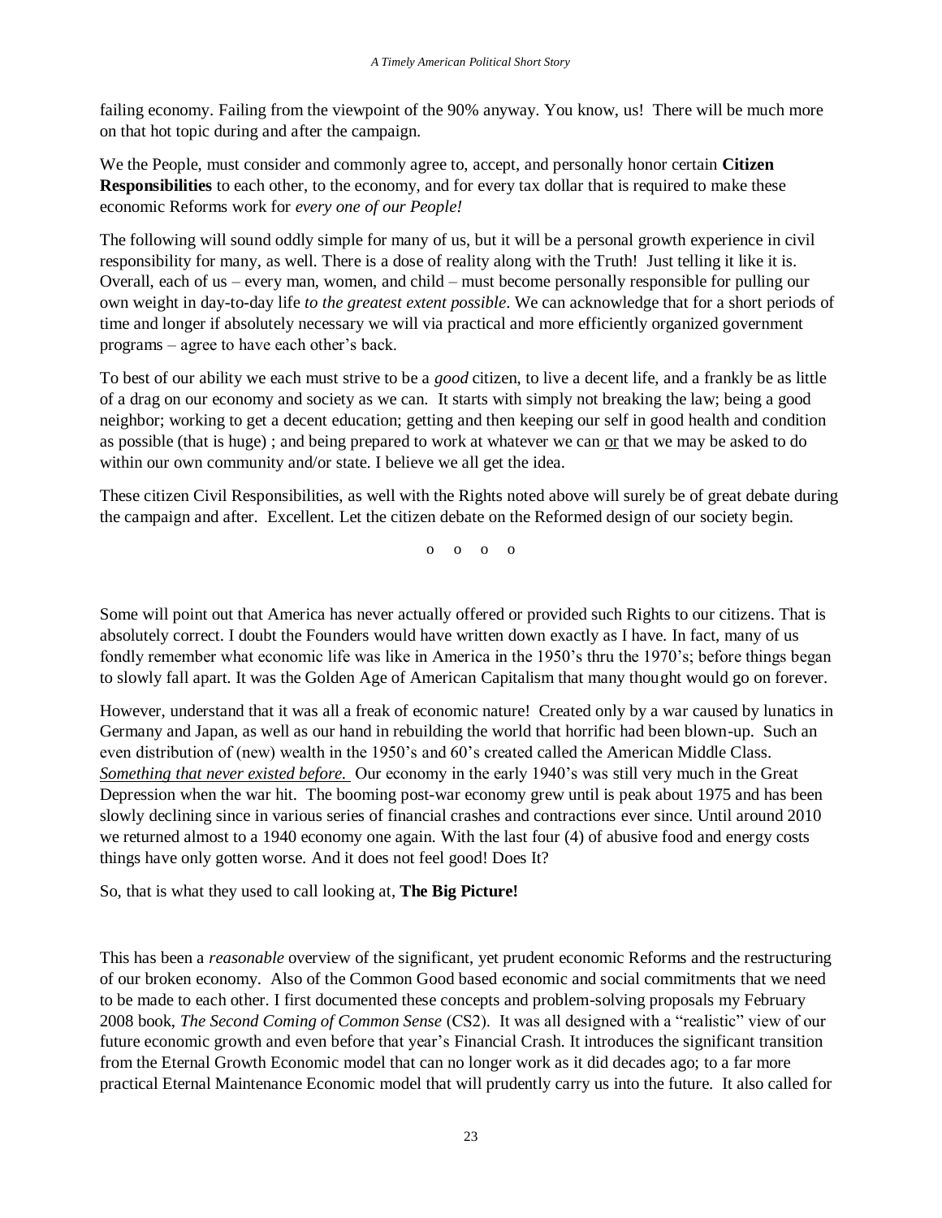failing economy. Failing from the viewpoint of the 90% anyway. You know, us! There will be much more on that hot topic during and after the campaign.

We the People, must consider and commonly agree to, accept, and personally honor certain **Citizen Responsibilities** to each other, to the economy, and for every tax dollar that is required to make these economic Reforms work for *every one of our People!*

The following will sound oddly simple for many of us, but it will be a personal growth experience in civil responsibility for many, as well. There is a dose of reality along with the Truth! Just telling it like it is. Overall, each of us – every man, women, and child – must become personally responsible for pulling our own weight in day-to-day life *to the greatest extent possible*. We can acknowledge that for a short periods of time and longer if absolutely necessary we will via practical and more efficiently organized government programs – agree to have each other's back.

To best of our ability we each must strive to be a *good* citizen, to live a decent life, and a frankly be as little of a drag on our economy and society as we can. It starts with simply not breaking the law; being a good neighbor; working to get a decent education; getting and then keeping our self in good health and condition as possible (that is huge) ; and being prepared to work at whatever we can <u>or</u> that we may be asked to do within our own community and/or state. I believe we all get the idea.

These citizen Civil Responsibilities, as well with the Rights noted above will surely be of great debate during the campaign and after. Excellent. Let the citizen debate on the Reformed design of our society begin.

o o o o

Some will point out that America has never actually offered or provided such Rights to our citizens. That is absolutely correct. I doubt the Founders would have written down exactly as I have. In fact, many of us fondly remember what economic life was like in America in the 1950's thru the 1970's; before things began to slowly fall apart. It was the Golden Age of American Capitalism that many thought would go on forever.

However, understand that it was all a freak of economic nature! Created only by a war caused by lunatics in Germany and Japan, as well as our hand in rebuilding the world that horrific had been blown-up. Such an even distribution of (new) wealth in the 1950's and 60's created called the American Middle Class. <u>*Something that never existed before.*</u> Our economy in the early 1940's was still very much in the Great Depression when the war hit. The booming post-war economy grew until is peak about 1975 and has been slowly declining since in various series of financial crashes and contractions ever since. Until around 2010 we returned almost to a 1940 economy one again. With the last four (4) of abusive food and energy costs things have only gotten worse. And it does not feel good! Does It?

So, that is what they used to call looking at, **The Big Picture!**

This has been a *reasonable* overview of the significant, yet prudent economic Reforms and the restructuring of our broken economy. Also of the Common Good based economic and social commitments that we need to be made to each other. I first documented these concepts and problem-solving proposals my February 2008 book, *The Second Coming of Common Sense* (CS2). It was all designed with a "realistic" view of our future economic growth and even before that year's Financial Crash. It introduces the significant transition from the Eternal Growth Economic model that can no longer work as it did decades ago; to a far more practical Eternal Maintenance Economic model that will prudently carry us into the future. It also called for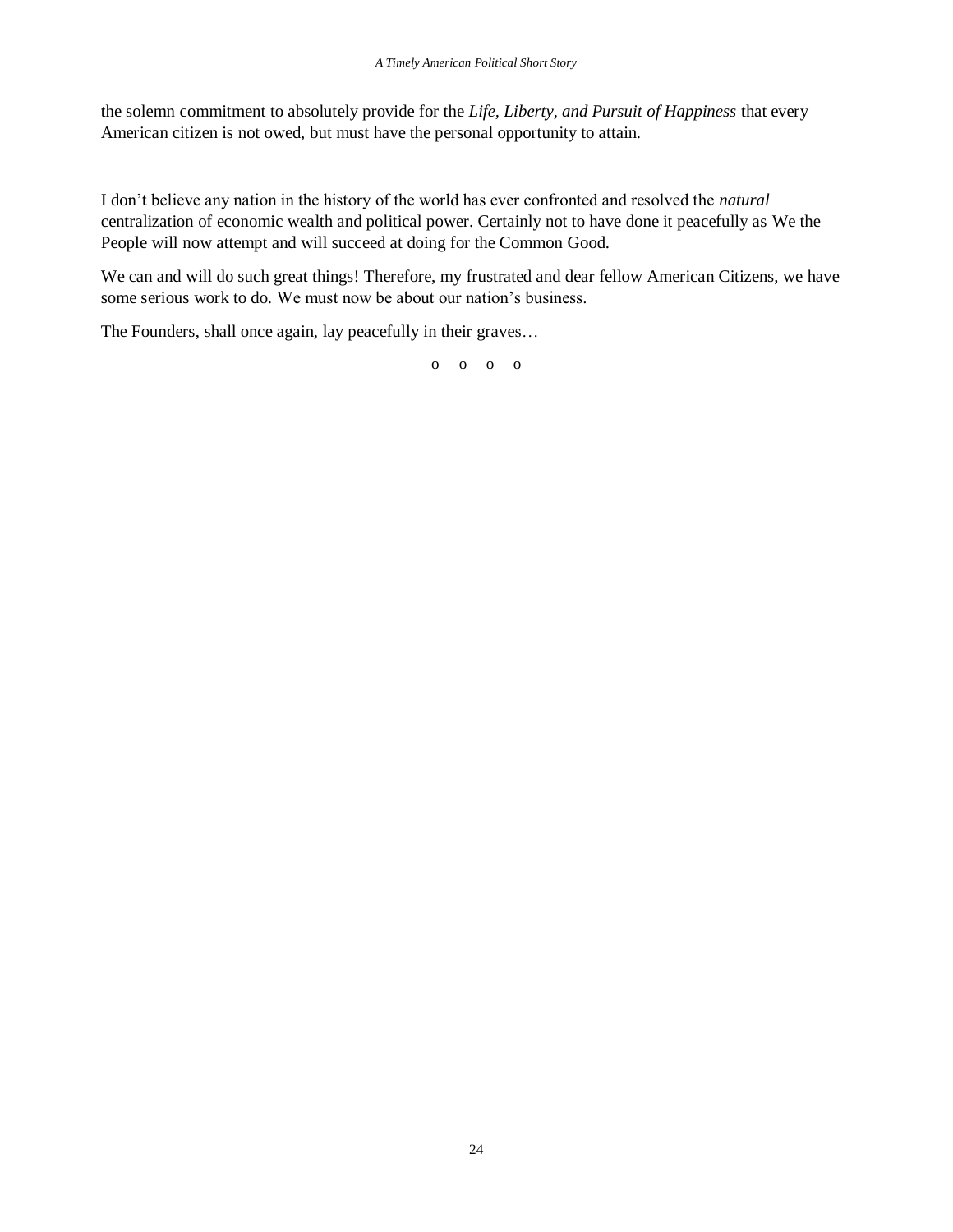the solemn commitment to absolutely provide for the *Life, Liberty, and Pursuit of Happiness* that every American citizen is not owed, but must have the personal opportunity to attain.

I don't believe any nation in the history of the world has ever confronted and resolved the *natural* centralization of economic wealth and political power. Certainly not to have done it peacefully as We the People will now attempt and will succeed at doing for the Common Good.

We can and will do such great things! Therefore, my frustrated and dear fellow American Citizens, we have some serious work to do. We must now be about our nation's business.

The Founders, shall once again, lay peacefully in their graves…

o o o o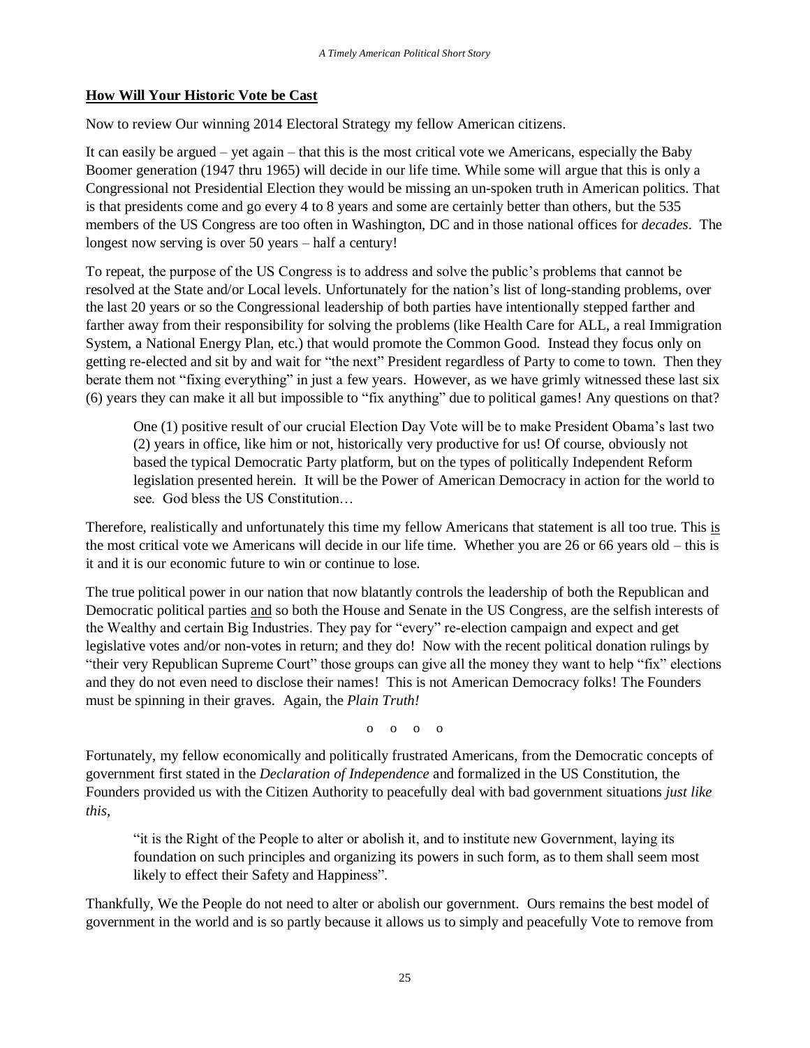**How Will Your Historic Vote be Cast**

Now to review Our winning 2014 Electoral Strategy my fellow American citizens.

It can easily be argued – yet again – that this is the most critical vote we Americans, especially the Baby Boomer generation (1947 thru 1965) will decide in our life time. While some will argue that this is only a Congressional not Presidential Election they would be missing an un-spoken truth in American politics. That is that presidents come and go every 4 to 8 years and some are certainly better than others, but the 535 members of the US Congress are too often in Washington, DC and in those national offices for *decades*. The longest now serving is over 50 years – half a century!

To repeat, the purpose of the US Congress is to address and solve the public's problems that cannot be resolved at the State and/or Local levels. Unfortunately for the nation's list of long-standing problems, over the last 20 years or so the Congressional leadership of both parties have intentionally stepped farther and farther away from their responsibility for solving the problems (like Health Care for ALL, a real Immigration System, a National Energy Plan, etc.) that would promote the Common Good. Instead they focus only on getting re-elected and sit by and wait for "the next" President regardless of Party to come to town. Then they berate them not "fixing everything" in just a few years. However, as we have grimly witnessed these last six (6) years they can make it all but impossible to "fix anything" due to political games! Any questions on that?

> One (1) positive result of our crucial Election Day Vote will be to make President Obama's last two (2) years in office, like him or not, historically very productive for us! Of course, obviously not based the typical Democratic Party platform, but on the types of politically Independent Reform legislation presented herein. It will be the Power of American Democracy in action for the world to see. God bless the US Constitution…

Therefore, realistically and unfortunately this time my fellow Americans that statement is all too true. This <u>is</u> the most critical vote we Americans will decide in our life time. Whether you are 26 or 66 years old – this is it and it is our economic future to win or continue to lose.

The true political power in our nation that now blatantly controls the leadership of both the Republican and Democratic political parties <u>and</u> so both the House and Senate in the US Congress, are the selfish interests of the Wealthy and certain Big Industries. They pay for "every" re-election campaign and expect and get legislative votes and/or non-votes in return; and they do! Now with the recent political donation rulings by "their very Republican Supreme Court" those groups can give all the money they want to help "fix" elections and they do not even need to disclose their names! This is not American Democracy folks! The Founders must be spinning in their graves. Again, the *Plain Truth!*

o o o o

Fortunately, my fellow economically and politically frustrated Americans, from the Democratic concepts of government first stated in the *Declaration of Independence* and formalized in the US Constitution, the Founders provided us with the Citizen Authority to peacefully deal with bad government situations *just like this,*

> "it is the Right of the People to alter or abolish it, and to institute new Government, laying its foundation on such principles and organizing its powers in such form, as to them shall seem most likely to effect their Safety and Happiness".

Thankfully, We the People do not need to alter or abolish our government. Ours remains the best model of government in the world and is so partly because it allows us to simply and peacefully Vote to remove from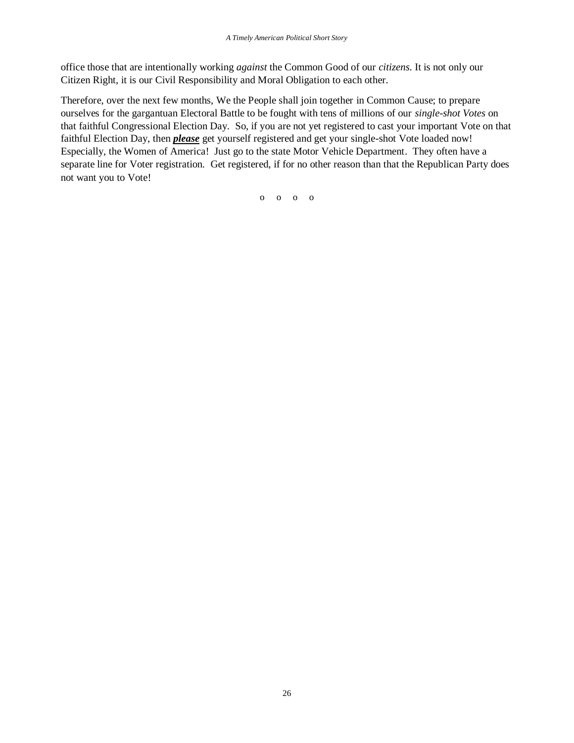office those that are intentionally working *against* the Common Good of our *citizens*. It is not only our Citizen Right, it is our Civil Responsibility and Moral Obligation to each other.

Therefore, over the next few months, We the People shall join together in Common Cause; to prepare ourselves for the gargantuan Electoral Battle to be fought with tens of millions of our *single-shot Votes* on that faithful Congressional Election Day. So, if you are not yet registered to cast your important Vote on that faithful Election Day, then ***please*** get yourself registered and get your single-shot Vote loaded now! Especially, the Women of America! Just go to the state Motor Vehicle Department. They often have a separate line for Voter registration. Get registered, if for no other reason than that the Republican Party does not want you to Vote!

o o o o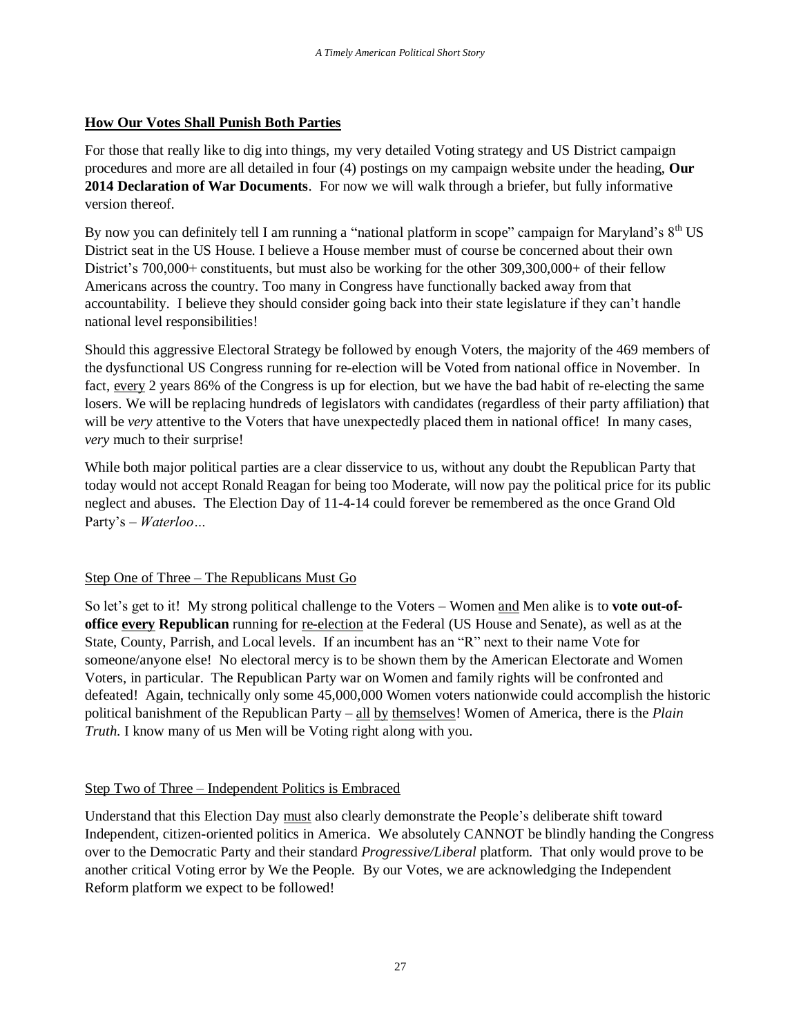## How Our Votes Shall Punish Both Parties

For those that really like to dig into things, my very detailed Voting strategy and US District campaign procedures and more are all detailed in four (4) postings on my campaign website under the heading, **Our 2014 Declaration of War Documents**. For now we will walk through a briefer, but fully informative version thereof.

By now you can definitely tell I am running a "national platform in scope" campaign for Maryland's 8th US District seat in the US House. I believe a House member must of course be concerned about their own District's 700,000+ constituents, but must also be working for the other 309,300,000+ of their fellow Americans across the country. Too many in Congress have functionally backed away from that accountability. I believe they should consider going back into their state legislature if they can't handle national level responsibilities!

Should this aggressive Electoral Strategy be followed by enough Voters, the majority of the 469 members of the dysfunctional US Congress running for re-election will be Voted from national office in November. In fact, every 2 years 86% of the Congress is up for election, but we have the bad habit of re-electing the same losers. We will be replacing hundreds of legislators with candidates (regardless of their party affiliation) that will be *very* attentive to the Voters that have unexpectedly placed them in national office! In many cases, *very* much to their surprise!

While both major political parties are a clear disservice to us, without any doubt the Republican Party that today would not accept Ronald Reagan for being too Moderate, will now pay the political price for its public neglect and abuses. The Election Day of 11-4-14 could forever be remembered as the once Grand Old Party's – *Waterloo…*

### Step One of Three – The Republicans Must Go

So let's get to it! My strong political challenge to the Voters – Women and Men alike is to **vote out-of-office every Republican** running for re-election at the Federal (US House and Senate), as well as at the State, County, Parrish, and Local levels. If an incumbent has an "R" next to their name Vote for someone/anyone else! No electoral mercy is to be shown them by the American Electorate and Women Voters, in particular. The Republican Party war on Women and family rights will be confronted and defeated! Again, technically only some 45,000,000 Women voters nationwide could accomplish the historic political banishment of the Republican Party – all by themselves! Women of America, there is the *Plain Truth*. I know many of us Men will be Voting right along with you.

### Step Two of Three – Independent Politics is Embraced

Understand that this Election Day must also clearly demonstrate the People's deliberate shift toward Independent, citizen-oriented politics in America. We absolutely CANNOT be blindly handing the Congress over to the Democratic Party and their standard *Progressive/Liberal* platform. That only would prove to be another critical Voting error by We the People. By our Votes, we are acknowledging the Independent Reform platform we expect to be followed!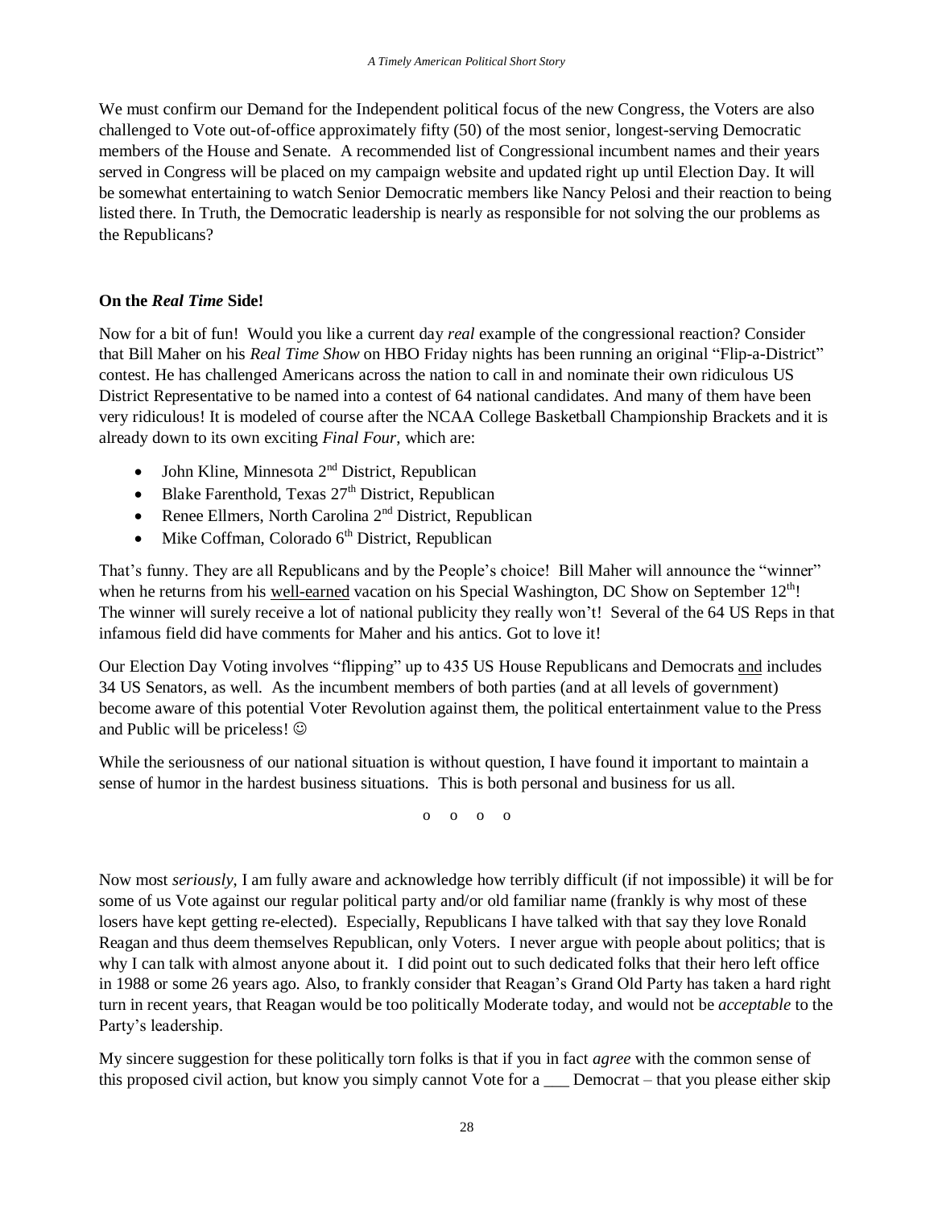We must confirm our Demand for the Independent political focus of the new Congress, the Voters are also challenged to Vote out-of-office approximately fifty (50) of the most senior, longest-serving Democratic members of the House and Senate. A recommended list of Congressional incumbent names and their years served in Congress will be placed on my campaign website and updated right up until Election Day. It will be somewhat entertaining to watch Senior Democratic members like Nancy Pelosi and their reaction to being listed there. In Truth, the Democratic leadership is nearly as responsible for not solving the our problems as the Republicans?

**On the *Real Time* Side!**

Now for a bit of fun! Would you like a current day *real* example of the congressional reaction? Consider that Bill Maher on his *Real Time Show* on HBO Friday nights has been running an original "Flip-a-District" contest. He has challenged Americans across the nation to call in and nominate their own ridiculous US District Representative to be named into a contest of 64 national candidates. And many of them have been very ridiculous! It is modeled of course after the NCAA College Basketball Championship Brackets and it is already down to its own exciting *Final Four*, which are:

- John Kline, Minnesota 2nd District, Republican
- Blake Farenthold, Texas 27th District, Republican
- Renee Ellmers, North Carolina 2nd District, Republican
- Mike Coffman, Colorado 6th District, Republican

That's funny. They are all Republicans and by the People's choice! Bill Maher will announce the "winner" when he returns from his <u>well-earned</u> vacation on his Special Washington, DC Show on September 12th! The winner will surely receive a lot of national publicity they really won't! Several of the 64 US Reps in that infamous field did have comments for Maher and his antics. Got to love it!

Our Election Day Voting involves "flipping" up to 435 US House Republicans and Democrats <u>and</u> includes 34 US Senators, as well. As the incumbent members of both parties (and at all levels of government) become aware of this potential Voter Revolution against them, the political entertainment value to the Press and Public will be priceless! ☺

While the seriousness of our national situation is without question, I have found it important to maintain a sense of humor in the hardest business situations. This is both personal and business for us all.

o o o o

Now most *seriously*, I am fully aware and acknowledge how terribly difficult (if not impossible) it will be for some of us Vote against our regular political party and/or old familiar name (frankly is why most of these losers have kept getting re-elected). Especially, Republicans I have talked with that say they love Ronald Reagan and thus deem themselves Republican, only Voters. I never argue with people about politics; that is why I can talk with almost anyone about it. I did point out to such dedicated folks that their hero left office in 1988 or some 26 years ago. Also, to frankly consider that Reagan's Grand Old Party has taken a hard right turn in recent years, that Reagan would be too politically Moderate today, and would not be *acceptable* to the Party's leadership.

My sincere suggestion for these politically torn folks is that if you in fact *agree* with the common sense of this proposed civil action, but know you simply cannot Vote for a ___ Democrat – that you please either skip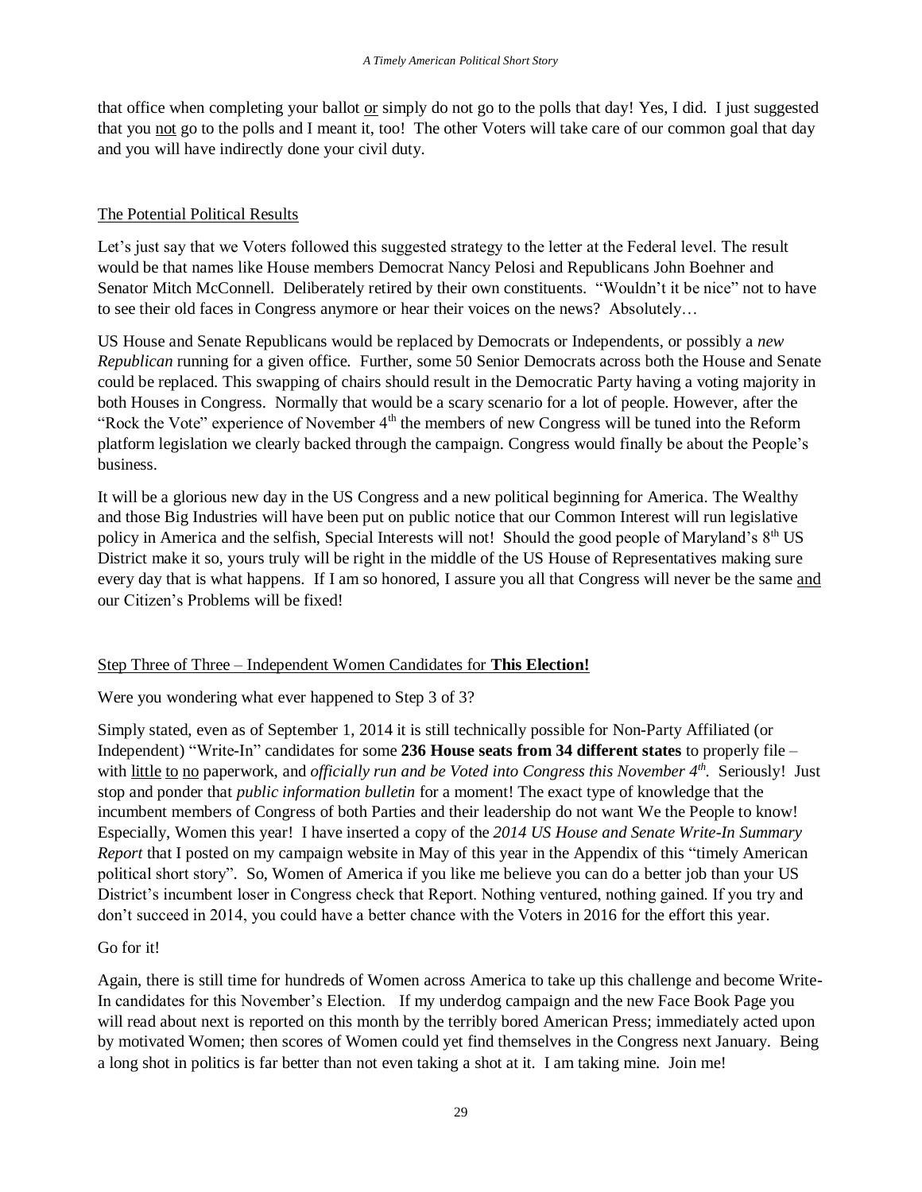that office when completing your ballot <u>or</u> simply do not go to the polls that day! Yes, I did. I just suggested that you <u>not</u> go to the polls and I meant it, too! The other Voters will take care of our common goal that day and you will have indirectly done your civil duty.

## <u>The Potential Political Results</u>

Let's just say that we Voters followed this suggested strategy to the letter at the Federal level. The result would be that names like House members Democrat Nancy Pelosi and Republicans John Boehner and Senator Mitch McConnell. Deliberately retired by their own constituents. "Wouldn't it be nice" not to have to see their old faces in Congress anymore or hear their voices on the news? Absolutely…

US House and Senate Republicans would be replaced by Democrats or Independents, or possibly a *new Republican* running for a given office. Further, some 50 Senior Democrats across both the House and Senate could be replaced. This swapping of chairs could result in the Democratic Party having a voting majority in both Houses in Congress. Normally that would be a scary scenario for a lot of people. However, after the "Rock the Vote" experience of November 4th the members of new Congress will be tuned into the Reform platform legislation we clearly backed through the campaign. Congress would finally be about the People's business.

It will be a glorious new day in the US Congress and a new political beginning for America. The Wealthy and those Big Industries will have been put on public notice that our Common Interest will run legislative policy in America and the selfish, Special Interests will not! Should the good people of Maryland's 8th US District make it so, yours truly will be right in the middle of the US House of Representatives making sure every day that is what happens. If I am so honored, I assure you all that Congress will never be the same <u>and</u> our Citizen's Problems will be fixed!

## <u>Step Three of Three – Independent Women Candidates for **This Election!**</u>

Were you wondering what ever happened to Step 3 of 3?

Simply stated, even as of September 1, 2014 it is still technically possible for Non-Party Affiliated (or Independent) "Write-In" candidates for some **236 House seats from 34 different states** to properly file – with <u>little</u> <u>to</u> <u>no</u> paperwork, and *officially run and be Voted into Congress this November 4th*. Seriously! Just stop and ponder that *public information bulletin* for a moment! The exact type of knowledge that the incumbent members of Congress of both Parties and their leadership do not want We the People to know! Especially, Women this year! I have inserted a copy of the *2014 US House and Senate Write-In Summary Report* that I posted on my campaign website in May of this year in the Appendix of this "timely American political short story". So, Women of America if you like me believe you can do a better job than your US District's incumbent loser in Congress check that Report. Nothing ventured, nothing gained. If you try and don't succeed in 2014, you could have a better chance with the Voters in 2016 for the effort this year.

Go for it!

Again, there is still time for hundreds of Women across America to take up this challenge and become Write-In candidates for this November's Election. If my underdog campaign and the new Face Book Page you will read about next is reported on this month by the terribly bored American Press; immediately acted upon by motivated Women; then scores of Women could yet find themselves in the Congress next January. Being a long shot in politics is far better than not even taking a shot at it. I am taking mine. Join me!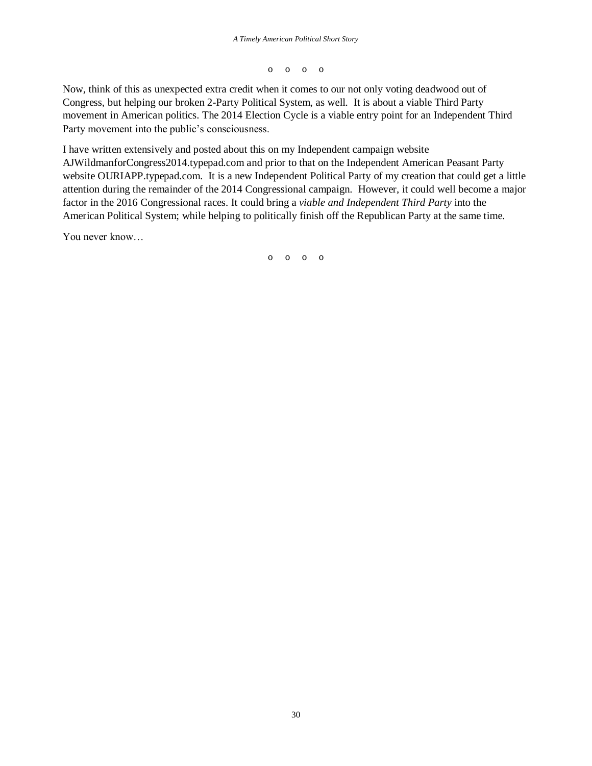o o o o

Now, think of this as unexpected extra credit when it comes to our not only voting deadwood out of Congress, but helping our broken 2-Party Political System, as well. It is about a viable Third Party movement in American politics. The 2014 Election Cycle is a viable entry point for an Independent Third Party movement into the public's consciousness.

I have written extensively and posted about this on my Independent campaign website AJWildmanforCongress2014.typepad.com and prior to that on the Independent American Peasant Party website OURIAPP.typepad.com. It is a new Independent Political Party of my creation that could get a little attention during the remainder of the 2014 Congressional campaign. However, it could well become a major factor in the 2016 Congressional races. It could bring a *viable and Independent Third Party* into the American Political System; while helping to politically finish off the Republican Party at the same time.

You never know…

o o o o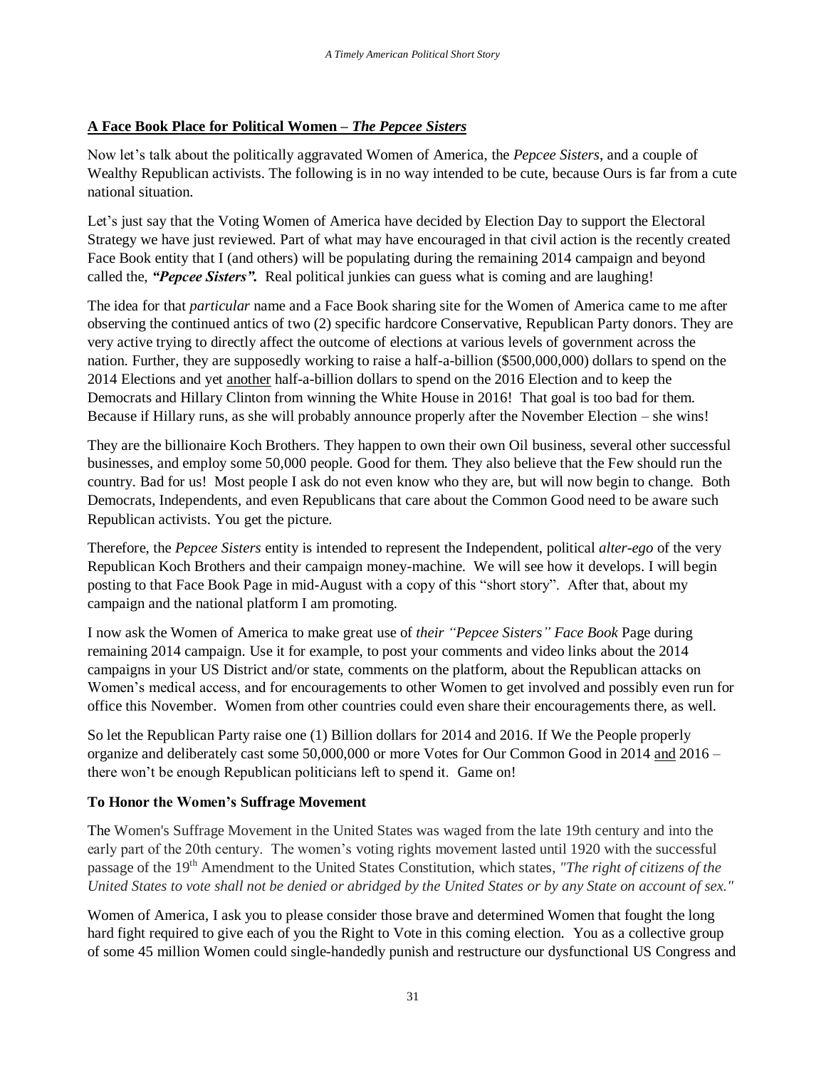**A Face Book Place for Political Women – *The Pepcee Sisters***

Now let's talk about the politically aggravated Women of America, the *Pepcee Sisters*, and a couple of Wealthy Republican activists. The following is in no way intended to be cute, because Ours is far from a cute national situation.

Let's just say that the Voting Women of America have decided by Election Day to support the Electoral Strategy we have just reviewed. Part of what may have encouraged in that civil action is the recently created Face Book entity that I (and others) will be populating during the remaining 2014 campaign and beyond called the, ***"Pepcee Sisters".*** Real political junkies can guess what is coming and are laughing!

The idea for that *particular* name and a Face Book sharing site for the Women of America came to me after observing the continued antics of two (2) specific hardcore Conservative, Republican Party donors. They are very active trying to directly affect the outcome of elections at various levels of government across the nation. Further, they are supposedly working to raise a half-a-billion ($500,000,000) dollars to spend on the 2014 Elections and yet <u>another</u> half-a-billion dollars to spend on the 2016 Election and to keep the Democrats and Hillary Clinton from winning the White House in 2016! That goal is too bad for them. Because if Hillary runs, as she will probably announce properly after the November Election – she wins!

They are the billionaire Koch Brothers. They happen to own their own Oil business, several other successful businesses, and employ some 50,000 people. Good for them. They also believe that the Few should run the country. Bad for us! Most people I ask do not even know who they are, but will now begin to change. Both Democrats, Independents, and even Republicans that care about the Common Good need to be aware such Republican activists. You get the picture.

Therefore, the *Pepcee Sisters* entity is intended to represent the Independent, political *alter-ego* of the very Republican Koch Brothers and their campaign money-machine. We will see how it develops. I will begin posting to that Face Book Page in mid-August with a copy of this "short story". After that, about my campaign and the national platform I am promoting.

I now ask the Women of America to make great use of *their "Pepcee Sisters" Face Book* Page during remaining 2014 campaign. Use it for example, to post your comments and video links about the 2014 campaigns in your US District and/or state, comments on the platform, about the Republican attacks on Women's medical access, and for encouragements to other Women to get involved and possibly even run for office this November. Women from other countries could even share their encouragements there, as well.

So let the Republican Party raise one (1) Billion dollars for 2014 and 2016. If We the People properly organize and deliberately cast some 50,000,000 or more Votes for Our Common Good in 2014 <u>and</u> 2016 – there won't be enough Republican politicians left to spend it. Game on!

**To Honor the Women's Suffrage Movement**

The Women's Suffrage Movement in the United States was waged from the late 19th century and into the early part of the 20th century. The women's voting rights movement lasted until 1920 with the successful passage of the 19th Amendment to the United States Constitution, which states, *"The right of citizens of the United States to vote shall not be denied or abridged by the United States or by any State on account of sex."*

Women of America, I ask you to please consider those brave and determined Women that fought the long hard fight required to give each of you the Right to Vote in this coming election. You as a collective group of some 45 million Women could single-handedly punish and restructure our dysfunctional US Congress and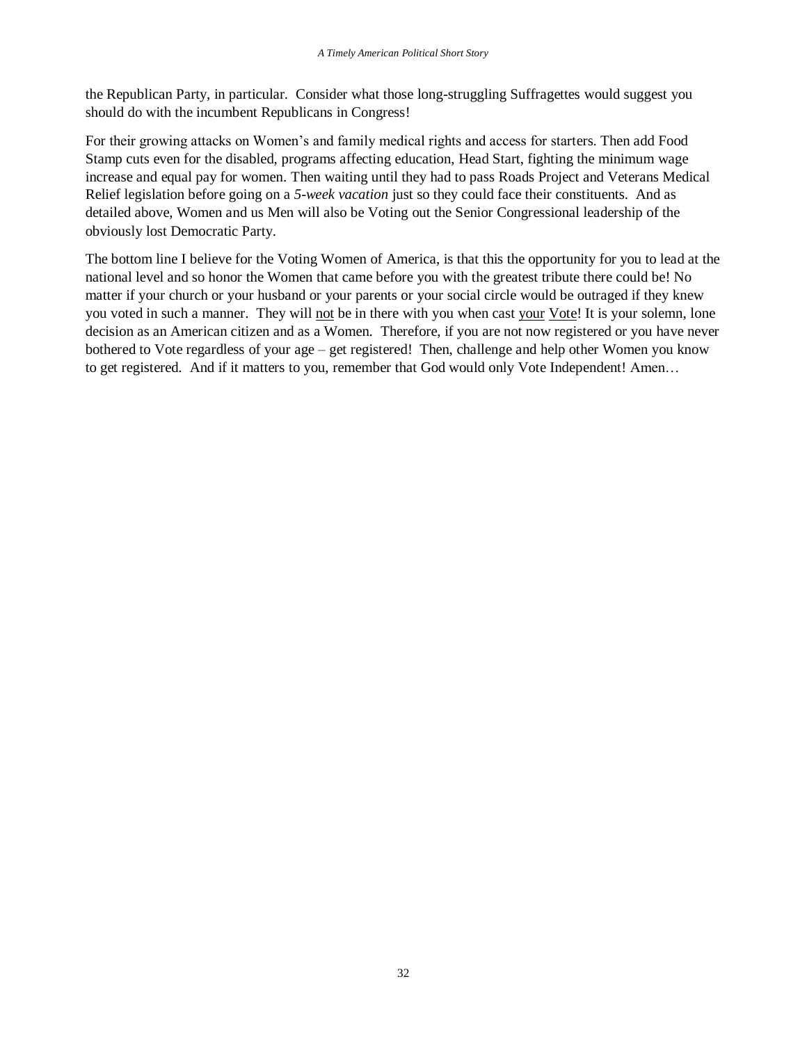the Republican Party, in particular. Consider what those long-struggling Suffragettes would suggest you should do with the incumbent Republicans in Congress!

For their growing attacks on Women's and family medical rights and access for starters. Then add Food Stamp cuts even for the disabled, programs affecting education, Head Start, fighting the minimum wage increase and equal pay for women. Then waiting until they had to pass Roads Project and Veterans Medical Relief legislation before going on a *5-week vacation* just so they could face their constituents. And as detailed above, Women and us Men will also be Voting out the Senior Congressional leadership of the obviously lost Democratic Party.

The bottom line I believe for the Voting Women of America, is that this the opportunity for you to lead at the national level and so honor the Women that came before you with the greatest tribute there could be! No matter if your church or your husband or your parents or your social circle would be outraged if they knew you voted in such a manner. They will <u>not</u> be in there with you when cast <u>your</u> <u>Vote</u>! It is your solemn, lone decision as an American citizen and as a Women. Therefore, if you are not now registered or you have never bothered to Vote regardless of your age – get registered! Then, challenge and help other Women you know to get registered. And if it matters to you, remember that God would only Vote Independent! Amen…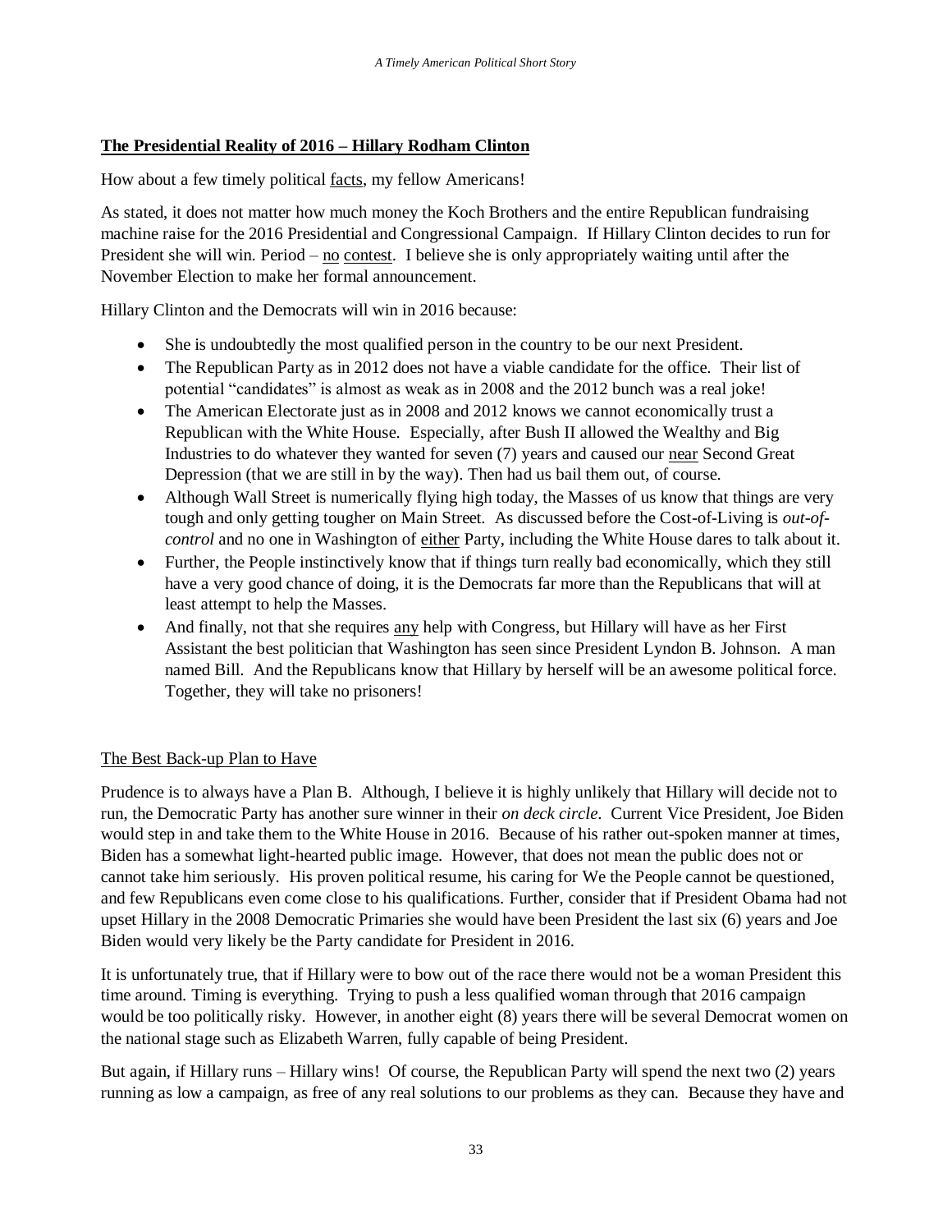## **The Presidential Reality of 2016 – Hillary Rodham Clinton**

How about a few timely political facts, my fellow Americans!

As stated, it does not matter how much money the Koch Brothers and the entire Republican fundraising machine raise for the 2016 Presidential and Congressional Campaign. If Hillary Clinton decides to run for President she will win. Period – no contest. I believe she is only appropriately waiting until after the November Election to make her formal announcement.

Hillary Clinton and the Democrats will win in 2016 because:

- She is undoubtedly the most qualified person in the country to be our next President.
- The Republican Party as in 2012 does not have a viable candidate for the office. Their list of potential "candidates" is almost as weak as in 2008 and the 2012 bunch was a real joke!
- The American Electorate just as in 2008 and 2012 knows we cannot economically trust a Republican with the White House. Especially, after Bush II allowed the Wealthy and Big Industries to do whatever they wanted for seven (7) years and caused our near Second Great Depression (that we are still in by the way). Then had us bail them out, of course.
- Although Wall Street is numerically flying high today, the Masses of us know that things are very tough and only getting tougher on Main Street. As discussed before the Cost-of-Living is *out-of-control* and no one in Washington of either Party, including the White House dares to talk about it.
- Further, the People instinctively know that if things turn really bad economically, which they still have a very good chance of doing, it is the Democrats far more than the Republicans that will at least attempt to help the Masses.
- And finally, not that she requires any help with Congress, but Hillary will have as her First Assistant the best politician that Washington has seen since President Lyndon B. Johnson. A man named Bill. And the Republicans know that Hillary by herself will be an awesome political force. Together, they will take no prisoners!

### The Best Back-up Plan to Have

Prudence is to always have a Plan B. Although, I believe it is highly unlikely that Hillary will decide not to run, the Democratic Party has another sure winner in their *on deck circle*. Current Vice President, Joe Biden would step in and take them to the White House in 2016. Because of his rather out-spoken manner at times, Biden has a somewhat light-hearted public image. However, that does not mean the public does not or cannot take him seriously. His proven political resume, his caring for We the People cannot be questioned, and few Republicans even come close to his qualifications. Further, consider that if President Obama had not upset Hillary in the 2008 Democratic Primaries she would have been President the last six (6) years and Joe Biden would very likely be the Party candidate for President in 2016.

It is unfortunately true, that if Hillary were to bow out of the race there would not be a woman President this time around. Timing is everything. Trying to push a less qualified woman through that 2016 campaign would be too politically risky. However, in another eight (8) years there will be several Democrat women on the national stage such as Elizabeth Warren, fully capable of being President.

But again, if Hillary runs – Hillary wins! Of course, the Republican Party will spend the next two (2) years running as low a campaign, as free of any real solutions to our problems as they can. Because they have and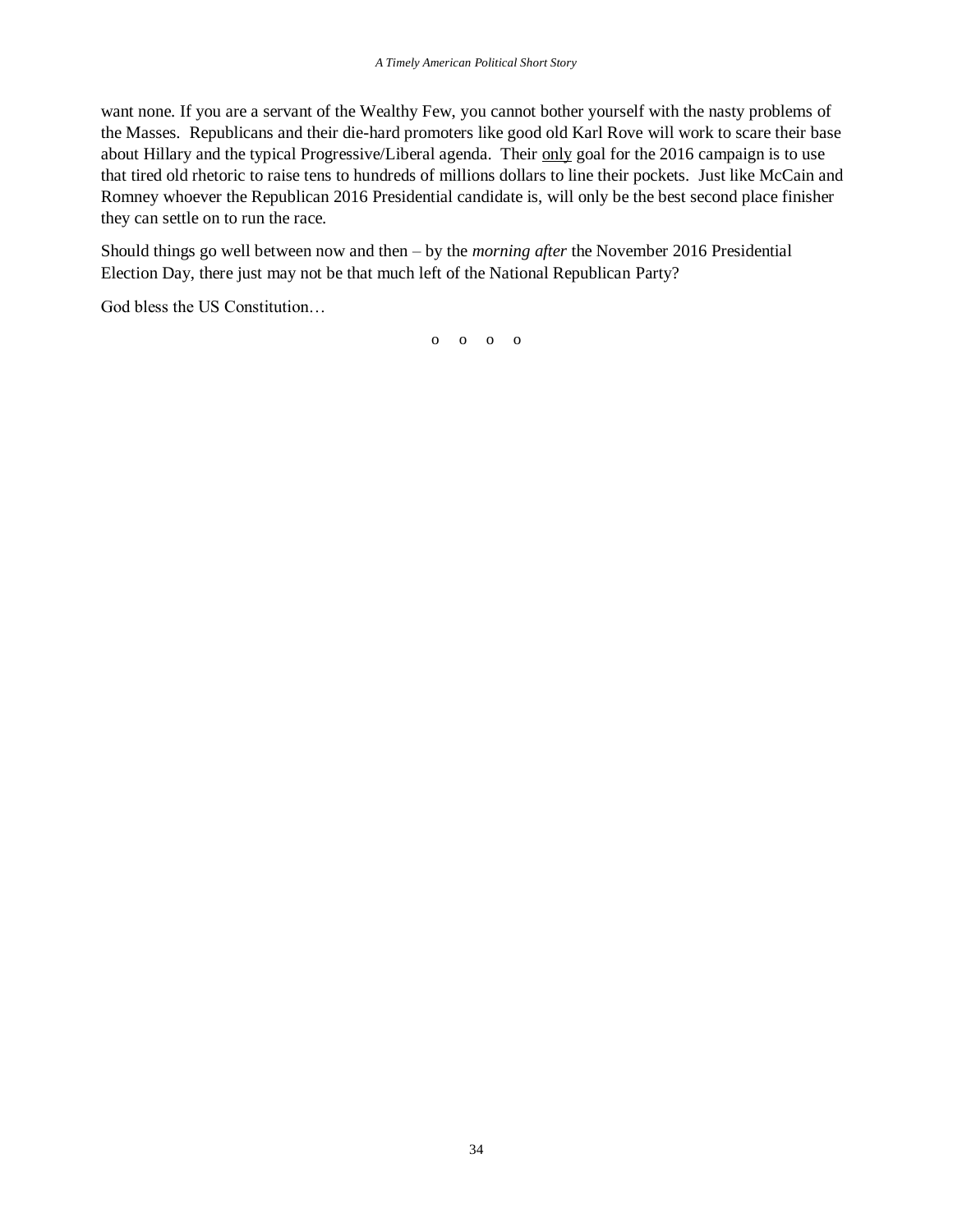want none. If you are a servant of the Wealthy Few, you cannot bother yourself with the nasty problems of the Masses.  Republicans and their die-hard promoters like good old Karl Rove will work to scare their base about Hillary and the typical Progressive/Liberal agenda.  Their <u>only</u> goal for the 2016 campaign is to use that tired old rhetoric to raise tens to hundreds of millions dollars to line their pockets.  Just like McCain and Romney whoever the Republican 2016 Presidential candidate is, will only be the best second place finisher they can settle on to run the race.

Should things go well between now and then – by the *morning after* the November 2016 Presidential Election Day, there just may not be that much left of the National Republican Party?

God bless the US Constitution…

o o o o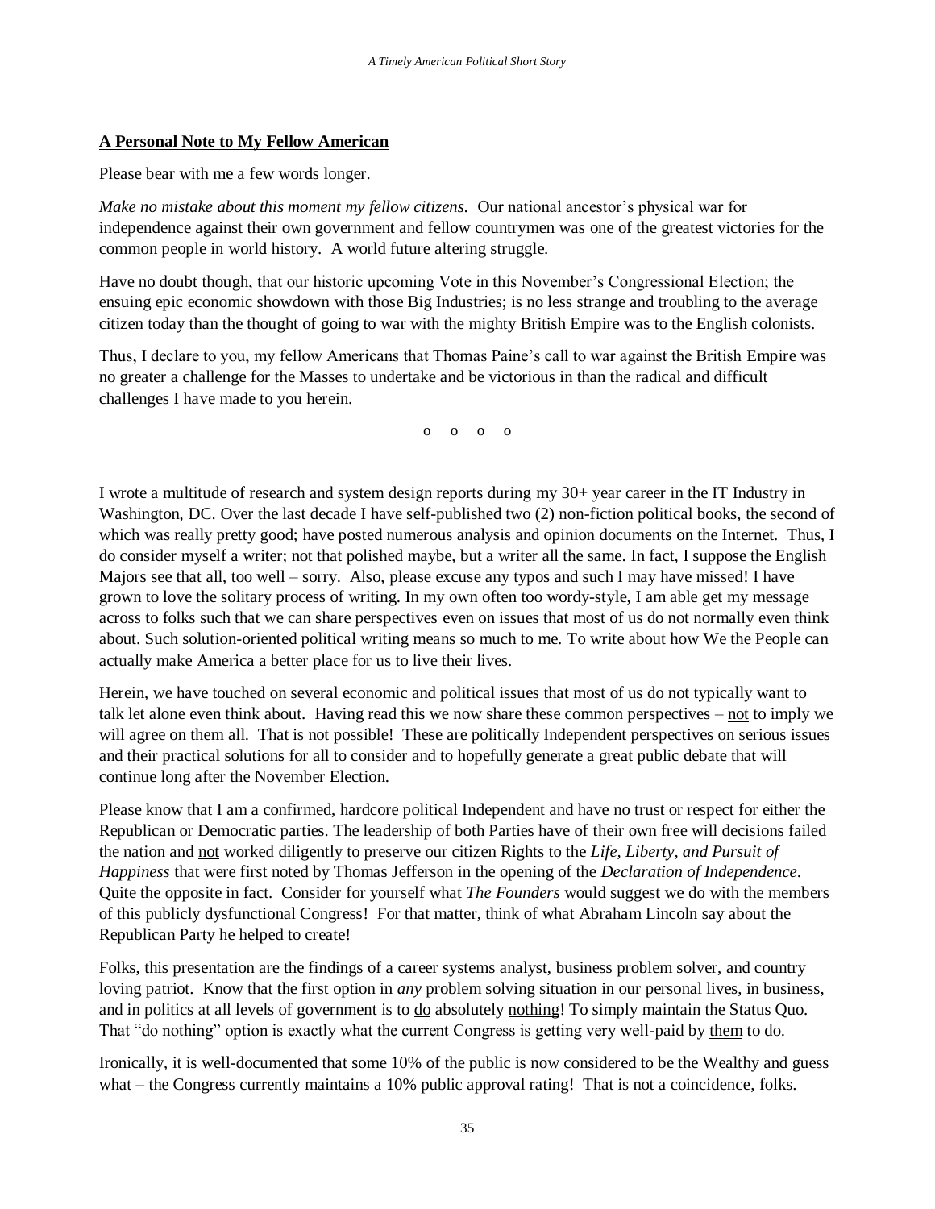**<u>A Personal Note to My Fellow American</u>**

Please bear with me a few words longer.

*Make no mistake about this moment my fellow citizens.* Our national ancestor's physical war for independence against their own government and fellow countrymen was one of the greatest victories for the common people in world history. A world future altering struggle.

Have no doubt though, that our historic upcoming Vote in this November's Congressional Election; the ensuing epic economic showdown with those Big Industries; is no less strange and troubling to the average citizen today than the thought of going to war with the mighty British Empire was to the English colonists.

Thus, I declare to you, my fellow Americans that Thomas Paine's call to war against the British Empire was no greater a challenge for the Masses to undertake and be victorious in than the radical and difficult challenges I have made to you herein.

o o o o

I wrote a multitude of research and system design reports during my 30+ year career in the IT Industry in Washington, DC. Over the last decade I have self-published two (2) non-fiction political books, the second of which was really pretty good; have posted numerous analysis and opinion documents on the Internet. Thus, I do consider myself a writer; not that polished maybe, but a writer all the same. In fact, I suppose the English Majors see that all, too well – sorry. Also, please excuse any typos and such I may have missed! I have grown to love the solitary process of writing. In my own often too wordy-style, I am able get my message across to folks such that we can share perspectives even on issues that most of us do not normally even think about. Such solution-oriented political writing means so much to me. To write about how We the People can actually make America a better place for us to live their lives.

Herein, we have touched on several economic and political issues that most of us do not typically want to talk let alone even think about. Having read this we now share these common perspectives – <u>not</u> to imply we will agree on them all. That is not possible! These are politically Independent perspectives on serious issues and their practical solutions for all to consider and to hopefully generate a great public debate that will continue long after the November Election.

Please know that I am a confirmed, hardcore political Independent and have no trust or respect for either the Republican or Democratic parties. The leadership of both Parties have of their own free will decisions failed the nation and <u>not</u> worked diligently to preserve our citizen Rights to the *Life, Liberty, and Pursuit of Happiness* that were first noted by Thomas Jefferson in the opening of the *Declaration of Independence*. Quite the opposite in fact. Consider for yourself what *The Founders* would suggest we do with the members of this publicly dysfunctional Congress! For that matter, think of what Abraham Lincoln say about the Republican Party he helped to create!

Folks, this presentation are the findings of a career systems analyst, business problem solver, and country loving patriot. Know that the first option in *any* problem solving situation in our personal lives, in business, and in politics at all levels of government is to <u>do</u> absolutely <u>nothing</u>! To simply maintain the Status Quo. That "do nothing" option is exactly what the current Congress is getting very well-paid by <u>them</u> to do.

Ironically, it is well-documented that some 10% of the public is now considered to be the Wealthy and guess what – the Congress currently maintains a 10% public approval rating! That is not a coincidence, folks.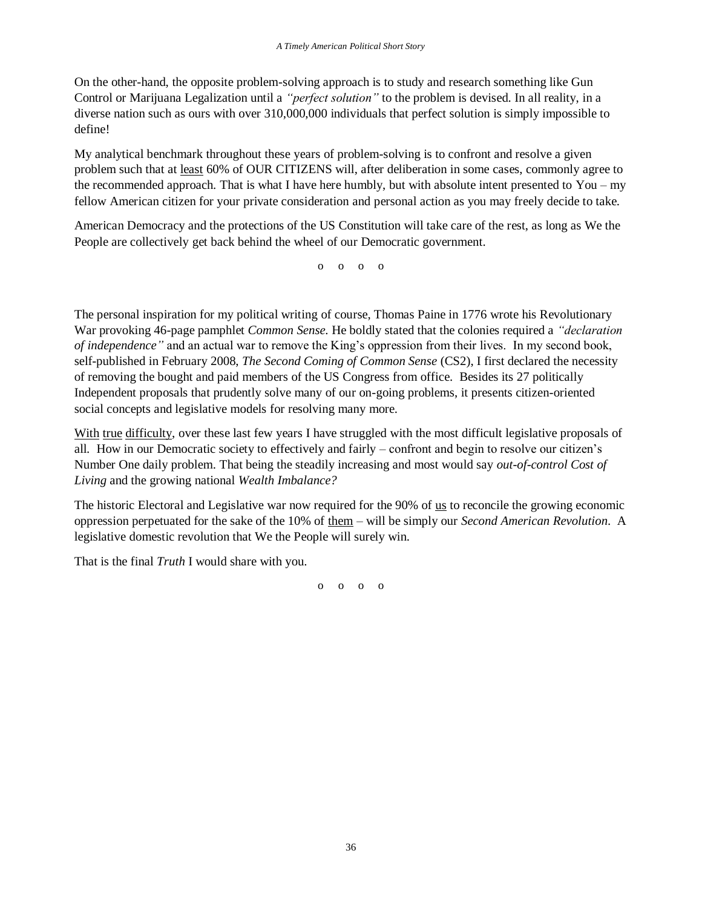On the other-hand, the opposite problem-solving approach is to study and research something like Gun Control or Marijuana Legalization until a *"perfect solution"* to the problem is devised. In all reality, in a diverse nation such as ours with over 310,000,000 individuals that perfect solution is simply impossible to define!

My analytical benchmark throughout these years of problem-solving is to confront and resolve a given problem such that at <u>least</u> 60% of OUR CITIZENS will, after deliberation in some cases, commonly agree to the recommended approach. That is what I have here humbly, but with absolute intent presented to You – my fellow American citizen for your private consideration and personal action as you may freely decide to take.

American Democracy and the protections of the US Constitution will take care of the rest, as long as We the People are collectively get back behind the wheel of our Democratic government.

o o o o

The personal inspiration for my political writing of course, Thomas Paine in 1776 wrote his Revolutionary War provoking 46-page pamphlet *Common Sense*. He boldly stated that the colonies required a *"declaration of independence"* and an actual war to remove the King's oppression from their lives. In my second book, self-published in February 2008, *The Second Coming of Common Sense* (CS2), I first declared the necessity of removing the bought and paid members of the US Congress from office. Besides its 27 politically Independent proposals that prudently solve many of our on-going problems, it presents citizen-oriented social concepts and legislative models for resolving many more.

<u>With</u> <u>true</u> <u>difficulty</u>, over these last few years I have struggled with the most difficult legislative proposals of all. How in our Democratic society to effectively and fairly – confront and begin to resolve our citizen's Number One daily problem. That being the steadily increasing and most would say *out-of-control Cost of Living* and the growing national *Wealth Imbalance?*

The historic Electoral and Legislative war now required for the 90% of <u>us</u> to reconcile the growing economic oppression perpetuated for the sake of the 10% of <u>them</u> – will be simply our *Second American Revolution*. A legislative domestic revolution that We the People will surely win.

That is the final *Truth* I would share with you.

o o o o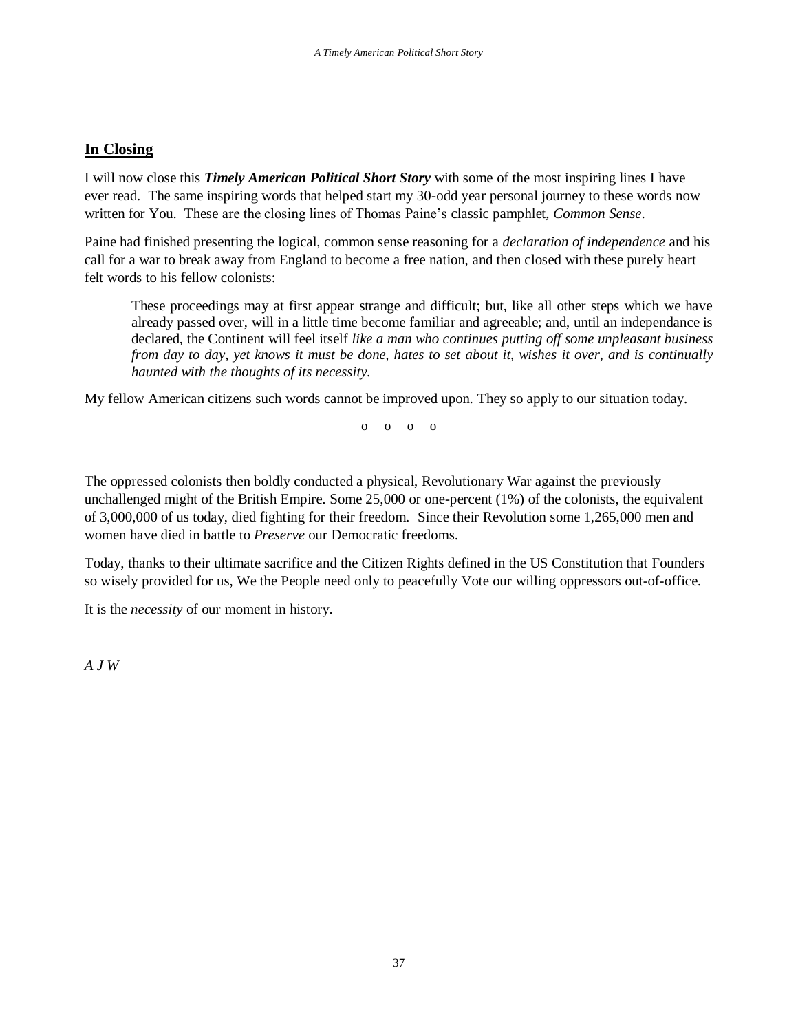## **In Closing**

I will now close this ***Timely American Political Short Story*** with some of the most inspiring lines I have ever read. The same inspiring words that helped start my 30-odd year personal journey to these words now written for You. These are the closing lines of Thomas Paine's classic pamphlet, *Common Sense*.

Paine had finished presenting the logical, common sense reasoning for a *declaration of independence* and his call for a war to break away from England to become a free nation, and then closed with these purely heart felt words to his fellow colonists:

> These proceedings may at first appear strange and difficult; but, like all other steps which we have already passed over, will in a little time become familiar and agreeable; and, until an independance is declared, the Continent will feel itself *like a man who continues putting off some unpleasant business from day to day, yet knows it must be done, hates to set about it, wishes it over, and is continually haunted with the thoughts of its necessity.*

My fellow American citizens such words cannot be improved upon. They so apply to our situation today.

o o o o

The oppressed colonists then boldly conducted a physical, Revolutionary War against the previously unchallenged might of the British Empire. Some 25,000 or one-percent (1%) of the colonists, the equivalent of 3,000,000 of us today, died fighting for their freedom. Since their Revolution some 1,265,000 men and women have died in battle to *Preserve* our Democratic freedoms.

Today, thanks to their ultimate sacrifice and the Citizen Rights defined in the US Constitution that Founders so wisely provided for us, We the People need only to peacefully Vote our willing oppressors out-of-office.

It is the *necessity* of our moment in history.

*A J W*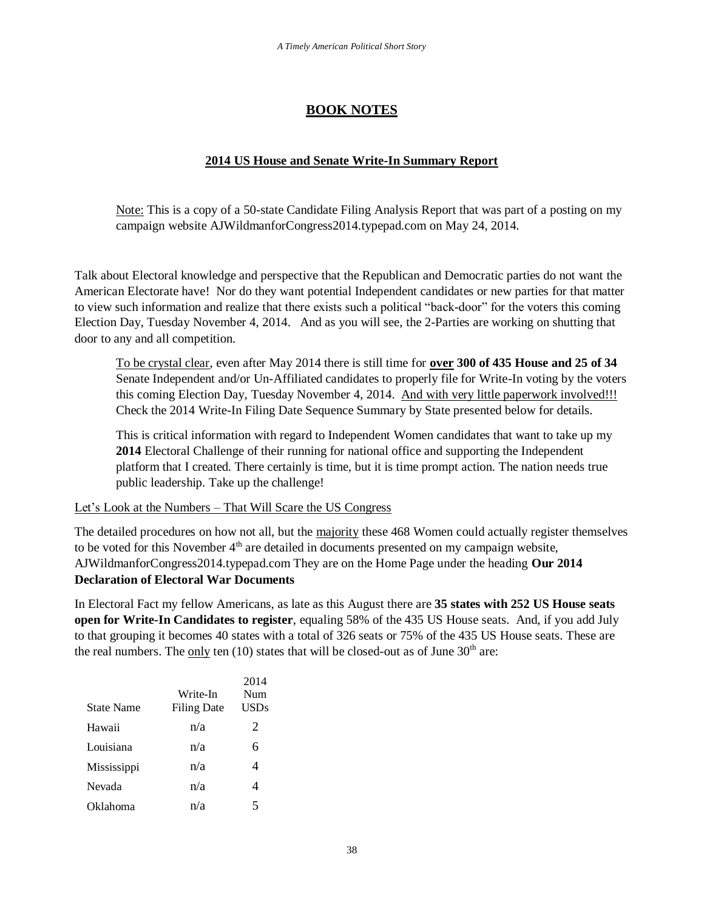## BOOK NOTES

### 2014 US House and Senate Write-In Summary Report

> Note: This is a copy of a 50-state Candidate Filing Analysis Report that was part of a posting on my campaign website AJWildmanforCongress2014.typepad.com on May 24, 2014.

Talk about Electoral knowledge and perspective that the Republican and Democratic parties do not want the American Electorate have! Nor do they want potential Independent candidates or new parties for that matter to view such information and realize that there exists such a political "back-door" for the voters this coming Election Day, Tuesday November 4, 2014. And as you will see, the 2-Parties are working on shutting that door to any and all competition.

> To be crystal clear, even after May 2014 there is still time for **over 300 of 435 House and 25 of 34** Senate Independent and/or Un-Affiliated candidates to properly file for Write-In voting by the voters this coming Election Day, Tuesday November 4, 2014. And with very little paperwork involved!!! Check the 2014 Write-In Filing Date Sequence Summary by State presented below for details.
>
> This is critical information with regard to Independent Women candidates that want to take up my **2014** Electoral Challenge of their running for national office and supporting the Independent platform that I created. There certainly is time, but it is time prompt action. The nation needs true public leadership. Take up the challenge!

Let's Look at the Numbers – That Will Scare the US Congress

The detailed procedures on how not all, but the majority these 468 Women could actually register themselves to be voted for this November 4th are detailed in documents presented on my campaign website, AJWildmanforCongress2014.typepad.com They are on the Home Page under the heading **Our 2014 Declaration of Electoral War Documents**

In Electoral Fact my fellow Americans, as late as this August there are **35 states with 252 US House seats open for Write-In Candidates to register**, equaling 58% of the 435 US House seats. And, if you add July to that grouping it becomes 40 states with a total of 326 seats or 75% of the 435 US House seats. These are the real numbers. The only ten (10) states that will be closed-out as of June 30th are:

| State Name | Write-In Filing Date | 2014 Num USDs |
|---|---|---|
| Hawaii | n/a | 2 |
| Louisiana | n/a | 6 |
| Mississippi | n/a | 4 |
| Nevada | n/a | 4 |
| Oklahoma | n/a | 5 |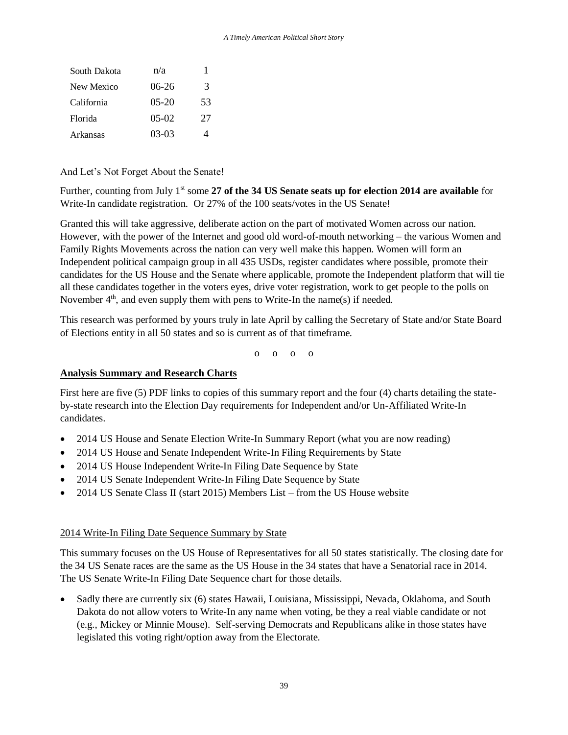| | | |
|---|---|---|
| South Dakota | n/a | 1 |
| New Mexico | 06-26 | 3 |
| California | 05-20 | 53 |
| Florida | 05-02 | 27 |
| Arkansas | 03-03 | 4 |

And Let's Not Forget About the Senate!

Further, counting from July 1st some **27 of the 34 US Senate seats up for election 2014 are available** for Write-In candidate registration. Or 27% of the 100 seats/votes in the US Senate!

Granted this will take aggressive, deliberate action on the part of motivated Women across our nation. However, with the power of the Internet and good old word-of-mouth networking – the various Women and Family Rights Movements across the nation can very well make this happen. Women will form an Independent political campaign group in all 435 USDs, register candidates where possible, promote their candidates for the US House and the Senate where applicable, promote the Independent platform that will tie all these candidates together in the voters eyes, drive voter registration, work to get people to the polls on November 4th, and even supply them with pens to Write-In the name(s) if needed.

This research was performed by yours truly in late April by calling the Secretary of State and/or State Board of Elections entity in all 50 states and so is current as of that timeframe.

o o o o

**Analysis Summary and Research Charts**

First here are five (5) PDF links to copies of this summary report and the four (4) charts detailing the state-by-state research into the Election Day requirements for Independent and/or Un-Affiliated Write-In candidates.

- 2014 US House and Senate Election Write-In Summary Report (what you are now reading)
- 2014 US House and Senate Independent Write-In Filing Requirements by State
- 2014 US House Independent Write-In Filing Date Sequence by State
- 2014 US Senate Independent Write-In Filing Date Sequence by State
- 2014 US Senate Class II (start 2015) Members List – from the US House website

2014 Write-In Filing Date Sequence Summary by State

This summary focuses on the US House of Representatives for all 50 states statistically. The closing date for the 34 US Senate races are the same as the US House in the 34 states that have a Senatorial race in 2014. The US Senate Write-In Filing Date Sequence chart for those details.

- Sadly there are currently six (6) states Hawaii, Louisiana, Mississippi, Nevada, Oklahoma, and South Dakota do not allow voters to Write-In any name when voting, be they a real viable candidate or not (e.g., Mickey or Minnie Mouse). Self-serving Democrats and Republicans alike in those states have legislated this voting right/option away from the Electorate.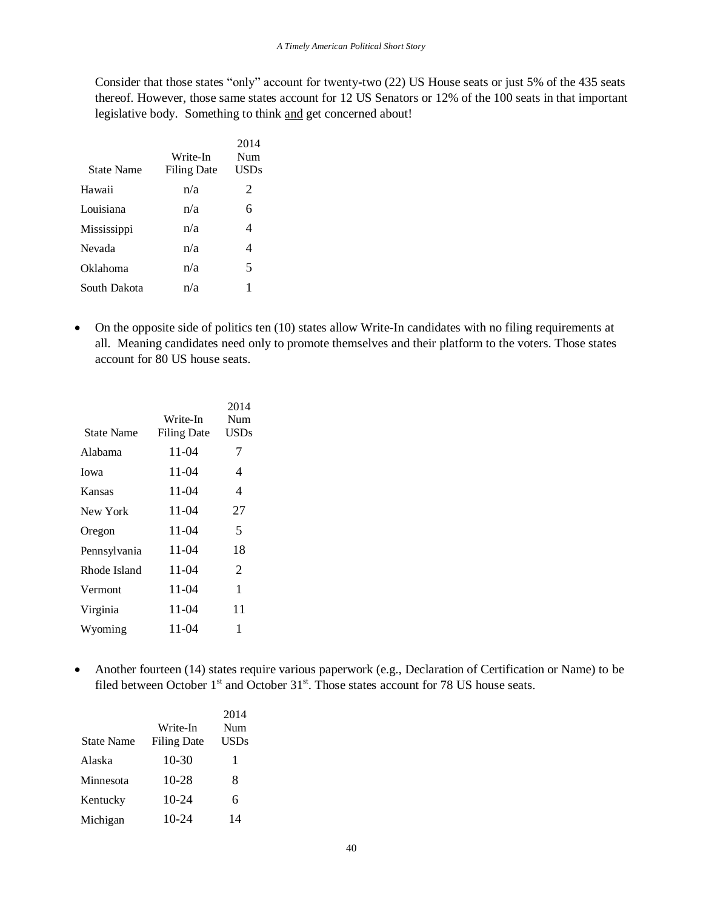Consider that those states "only" account for twenty-two (22) US House seats or just 5% of the 435 seats thereof. However, those same states account for 12 US Senators or 12% of the 100 seats in that important legislative body. Something to think and get concerned about!

| State Name | Write-In Filing Date | 2014 Num USDs |
|---|---|---|
| Hawaii | n/a | 2 |
| Louisiana | n/a | 6 |
| Mississippi | n/a | 4 |
| Nevada | n/a | 4 |
| Oklahoma | n/a | 5 |
| South Dakota | n/a | 1 |

- On the opposite side of politics ten (10) states allow Write-In candidates with no filing requirements at all. Meaning candidates need only to promote themselves and their platform to the voters. Those states account for 80 US house seats.

| State Name | Write-In Filing Date | 2014 Num USDs |
|---|---|---|
| Alabama | 11-04 | 7 |
| Iowa | 11-04 | 4 |
| Kansas | 11-04 | 4 |
| New York | 11-04 | 27 |
| Oregon | 11-04 | 5 |
| Pennsylvania | 11-04 | 18 |
| Rhode Island | 11-04 | 2 |
| Vermont | 11-04 | 1 |
| Virginia | 11-04 | 11 |
| Wyoming | 11-04 | 1 |

- Another fourteen (14) states require various paperwork (e.g., Declaration of Certification or Name) to be filed between October 1st and October 31st. Those states account for 78 US house seats.

| State Name | Write-In Filing Date | 2014 Num USDs |
|---|---|---|
| Alaska | 10-30 | 1 |
| Minnesota | 10-28 | 8 |
| Kentucky | 10-24 | 6 |
| Michigan | 10-24 | 14 |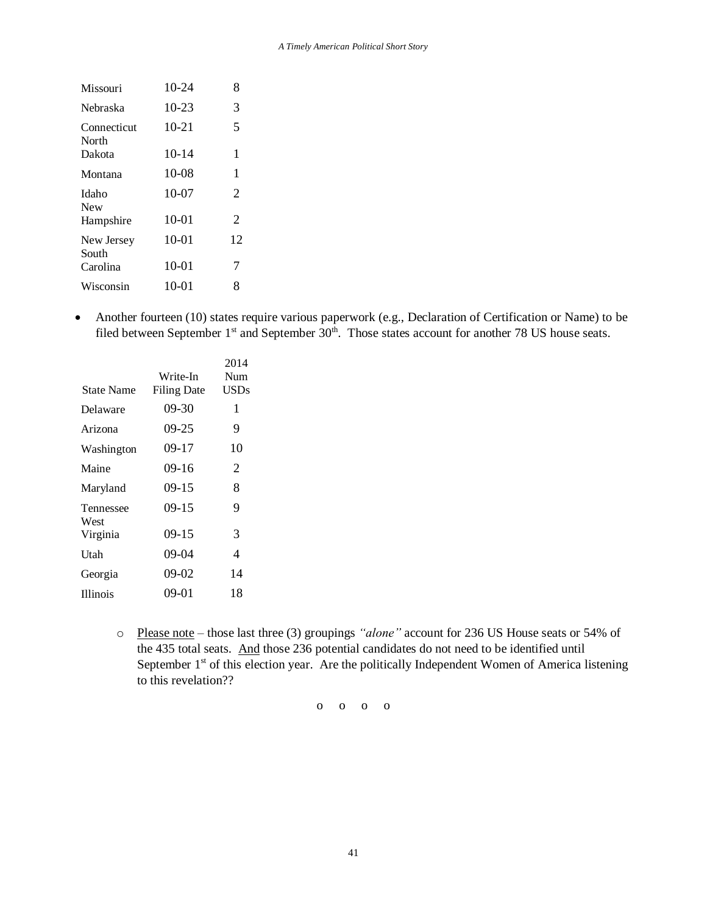| | | |
|---|---|---|
| Missouri | 10-24 | 8 |
| Nebraska | 10-23 | 3 |
| Connecticut | 10-21 | 5 |
| North Dakota | 10-14 | 1 |
| Montana | 10-08 | 1 |
| Idaho | 10-07 | 2 |
| New Hampshire | 10-01 | 2 |
| New Jersey | 10-01 | 12 |
| South Carolina | 10-01 | 7 |
| Wisconsin | 10-01 | 8 |

- Another fourteen (10) states require various paperwork (e.g., Declaration of Certification or Name) to be filed between September 1st and September 30th. Those states account for another 78 US house seats.

| State Name | Write-In Filing Date | 2014 Num USDs |
|---|---|---|
| Delaware | 09-30 | 1 |
| Arizona | 09-25 | 9 |
| Washington | 09-17 | 10 |
| Maine | 09-16 | 2 |
| Maryland | 09-15 | 8 |
| Tennessee | 09-15 | 9 |
| West Virginia | 09-15 | 3 |
| Utah | 09-04 | 4 |
| Georgia | 09-02 | 14 |
| Illinois | 09-01 | 18 |

  - Please note – those last three (3) groupings *"alone"* account for 236 US House seats or 54% of the 435 total seats. And those 236 potential candidates do not need to be identified until September 1st of this election year. Are the politically Independent Women of America listening to this revelation??

o o o o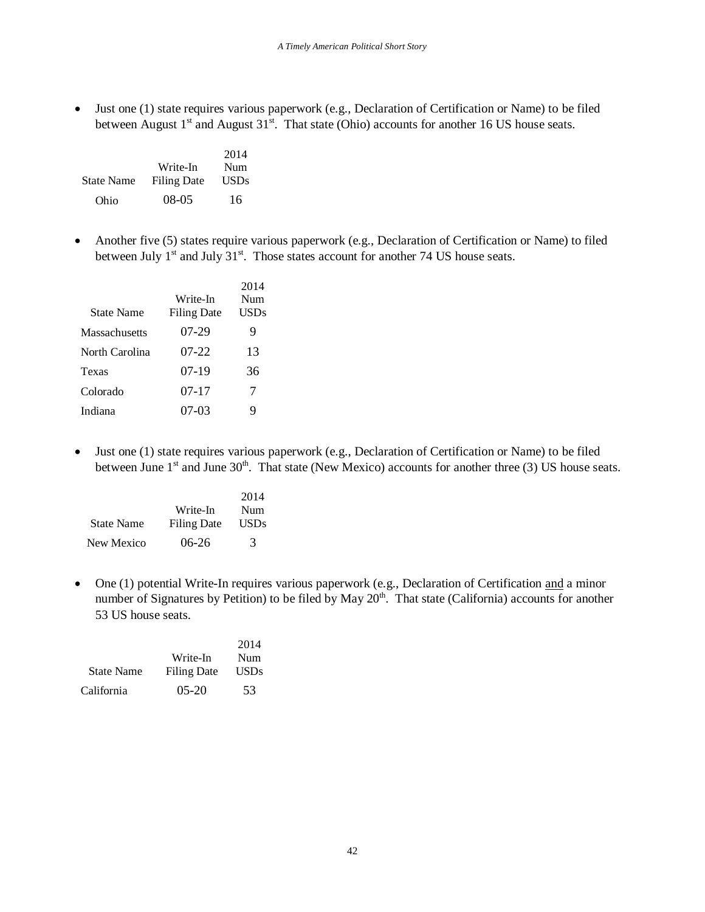- Just one (1) state requires various paperwork (e.g., Declaration of Certification or Name) to be filed between August 1st and August 31st. That state (Ohio) accounts for another 16 US house seats.

| State Name | Write-In Filing Date | 2014 Num USDs |
|---|---|---|
| Ohio | 08-05 | 16 |

- Another five (5) states require various paperwork (e.g., Declaration of Certification or Name) to filed between July 1st and July 31st. Those states account for another 74 US house seats.

| State Name | Write-In Filing Date | 2014 Num USDs |
|---|---|---|
| Massachusetts | 07-29 | 9 |
| North Carolina | 07-22 | 13 |
| Texas | 07-19 | 36 |
| Colorado | 07-17 | 7 |
| Indiana | 07-03 | 9 |

- Just one (1) state requires various paperwork (e.g., Declaration of Certification or Name) to be filed between June 1st and June 30th. That state (New Mexico) accounts for another three (3) US house seats.

| State Name | Write-In Filing Date | 2014 Num USDs |
|---|---|---|
| New Mexico | 06-26 | 3 |

- One (1) potential Write-In requires various paperwork (e.g., Declaration of Certification and a minor number of Signatures by Petition) to be filed by May 20th. That state (California) accounts for another 53 US house seats.

| State Name | Write-In Filing Date | 2014 Num USDs |
|---|---|---|
| California | 05-20 | 53 |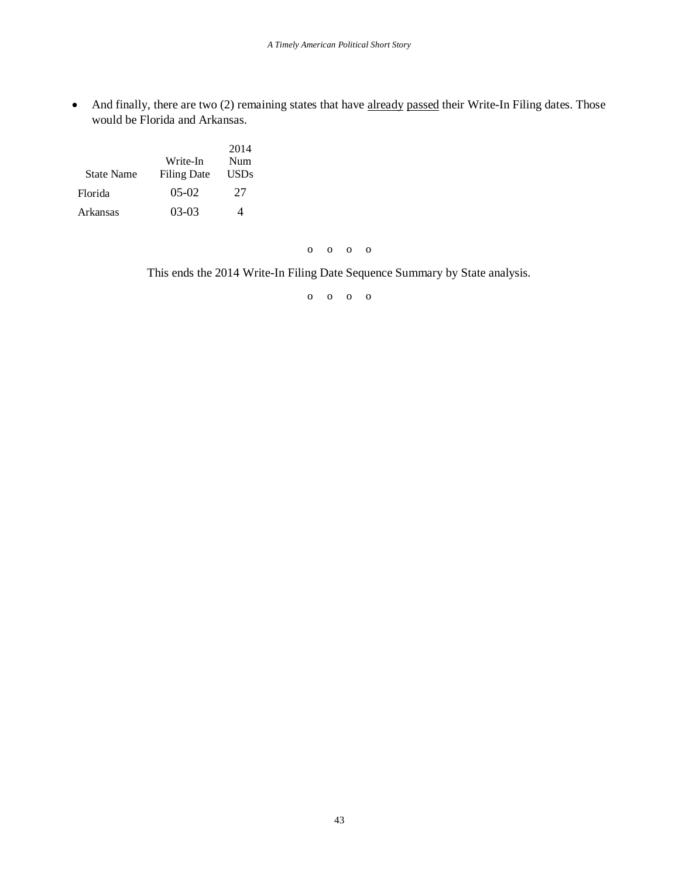- And finally, there are two (2) remaining states that have <u>already</u> <u>passed</u> their Write-In Filing dates. Those would be Florida and Arkansas.

| State Name | Write-In Filing Date | 2014 Num USDs |
|---|---|---|
| Florida | 05-02 | 27 |
| Arkansas | 03-03 | 4 |

o o o o

This ends the 2014 Write-In Filing Date Sequence Summary by State analysis.

o o o o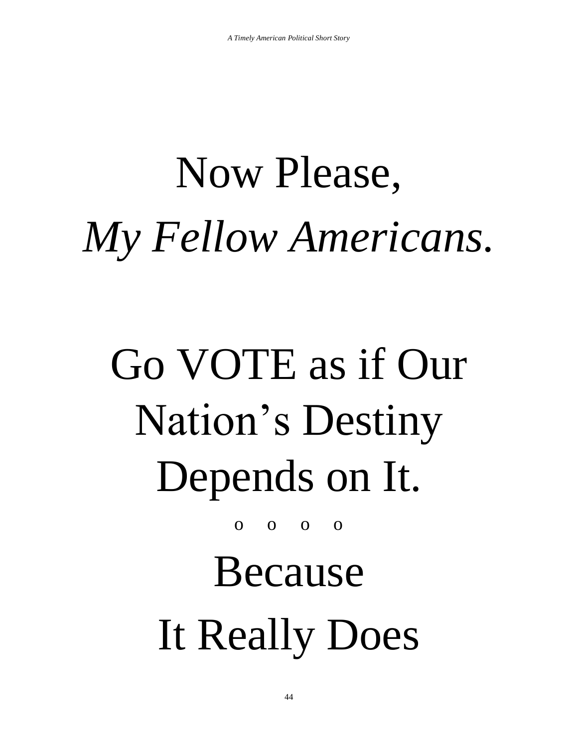# Now Please,

# *My Fellow Americans.*

# Go VOTE as if Our Nation's Destiny Depends on It.

o o o o

# Because

# It Really Does